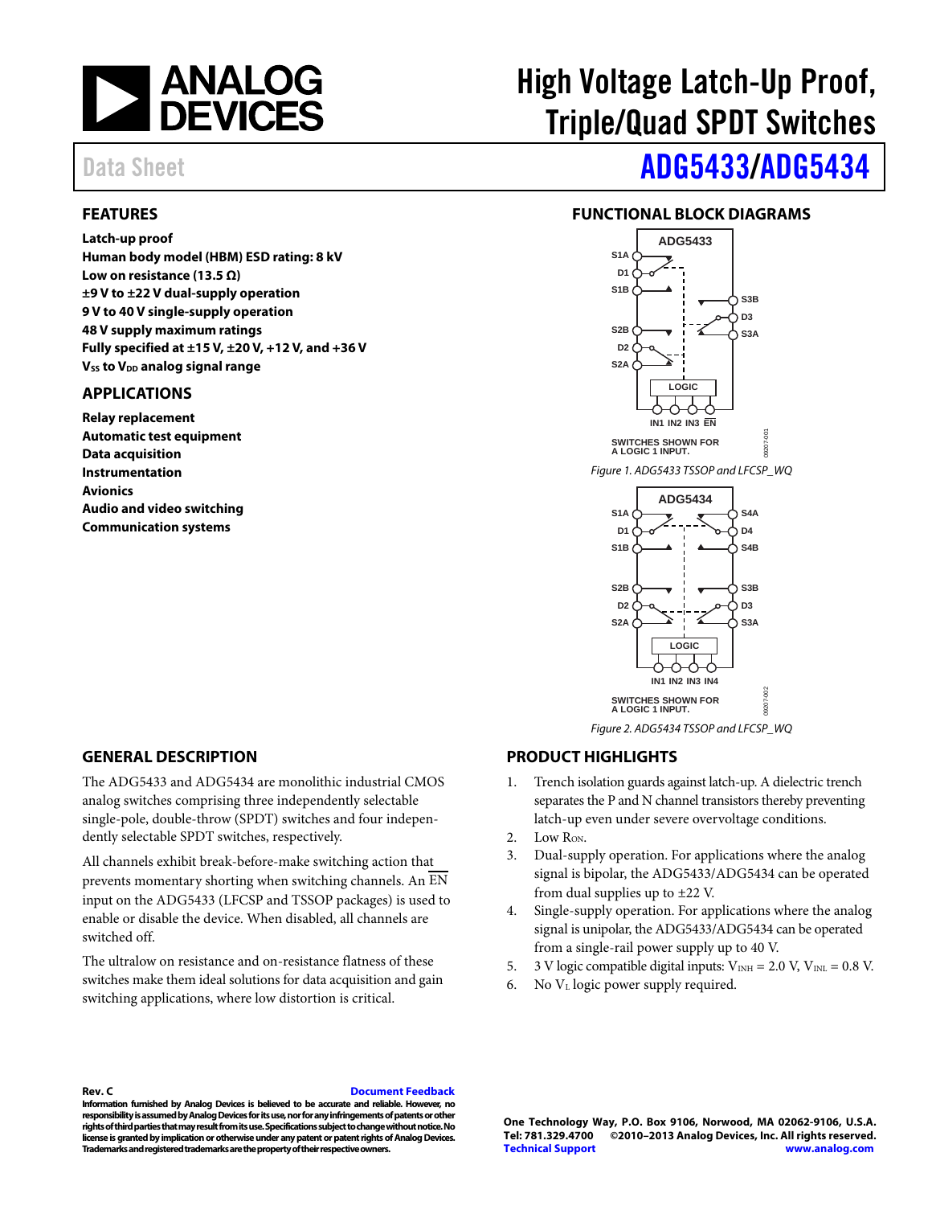# High Voltage Latch-Up Proof, Triple/Quad SPDT Switches

Data Sheet

# ADG5433/ADG5434

## FEATURES

**Latch-up proof**
**Human body model (HBM) ESD rating: 8 kV**
**Low on resistance (13.5 Ω)**
**±9 V to ±22 V dual-supply operation**
**9 V to 40 V single-supply operation**
**48 V supply maximum ratings**
**Fully specified at ±15 V, ±20 V, +12 V, and +36 V**
**$V_{SS}$ to $V_{DD}$ analog signal range**

## APPLICATIONS

**Relay replacement**
**Automatic test equipment**
**Data acquisition**
**Instrumentation**
**Avionics**
**Audio and video switching**
**Communication systems**

## FUNCTIONAL BLOCK DIAGRAMS

*Figure 1. ADG5433 TSSOP and LFCSP_WQ*

*Figure 2. ADG5434 TSSOP and LFCSP_WQ*

## GENERAL DESCRIPTION

The ADG5433 and ADG5434 are monolithic industrial CMOS analog switches comprising three independently selectable single-pole, double-throw (SPDT) switches and four independently selectable SPDT switches, respectively.

All channels exhibit break-before-make switching action that prevents momentary shorting when switching channels. An $\overline{EN}$ input on the ADG5433 (LFCSP and TSSOP packages) is used to enable or disable the device. When disabled, all channels are switched off.

The ultralow on resistance and on-resistance flatness of these switches make them ideal solutions for data acquisition and gain switching applications, where low distortion is critical.

## PRODUCT HIGHLIGHTS

1. Trench isolation guards against latch-up. A dielectric trench separates the P and N channel transistors thereby preventing latch-up even under severe overvoltage conditions.
2. Low $R_{ON}$.
3. Dual-supply operation. For applications where the analog signal is bipolar, the ADG5433/ADG5434 can be operated from dual supplies up to ±22 V.
4. Single-supply operation. For applications where the analog signal is unipolar, the ADG5433/ADG5434 can be operated from a single-rail power supply up to 40 V.
5. 3 V logic compatible digital inputs: $V_{INH}$ = 2.0 V, $V_{INL}$ = 0.8 V.
6. No $V_L$ logic power supply required.

**Rev. C** Document Feedback

**Information furnished by Analog Devices is believed to be accurate and reliable. However, no responsibility is assumed by Analog Devices for its use, nor for any infringements of patents or other rights of third parties that may result from its use. Specifications subject to change without notice. No license is granted by implication or otherwise under any patent or patent rights of Analog Devices. Trademarks and registered trademarks are the property of their respective owners.**

**One Technology Way, P.O. Box 9106, Norwood, MA 02062-9106, U.S.A.**
**Tel: 781.329.4700 ©2010–2013 Analog Devices, Inc. All rights reserved.**
**Technical Support www.analog.com**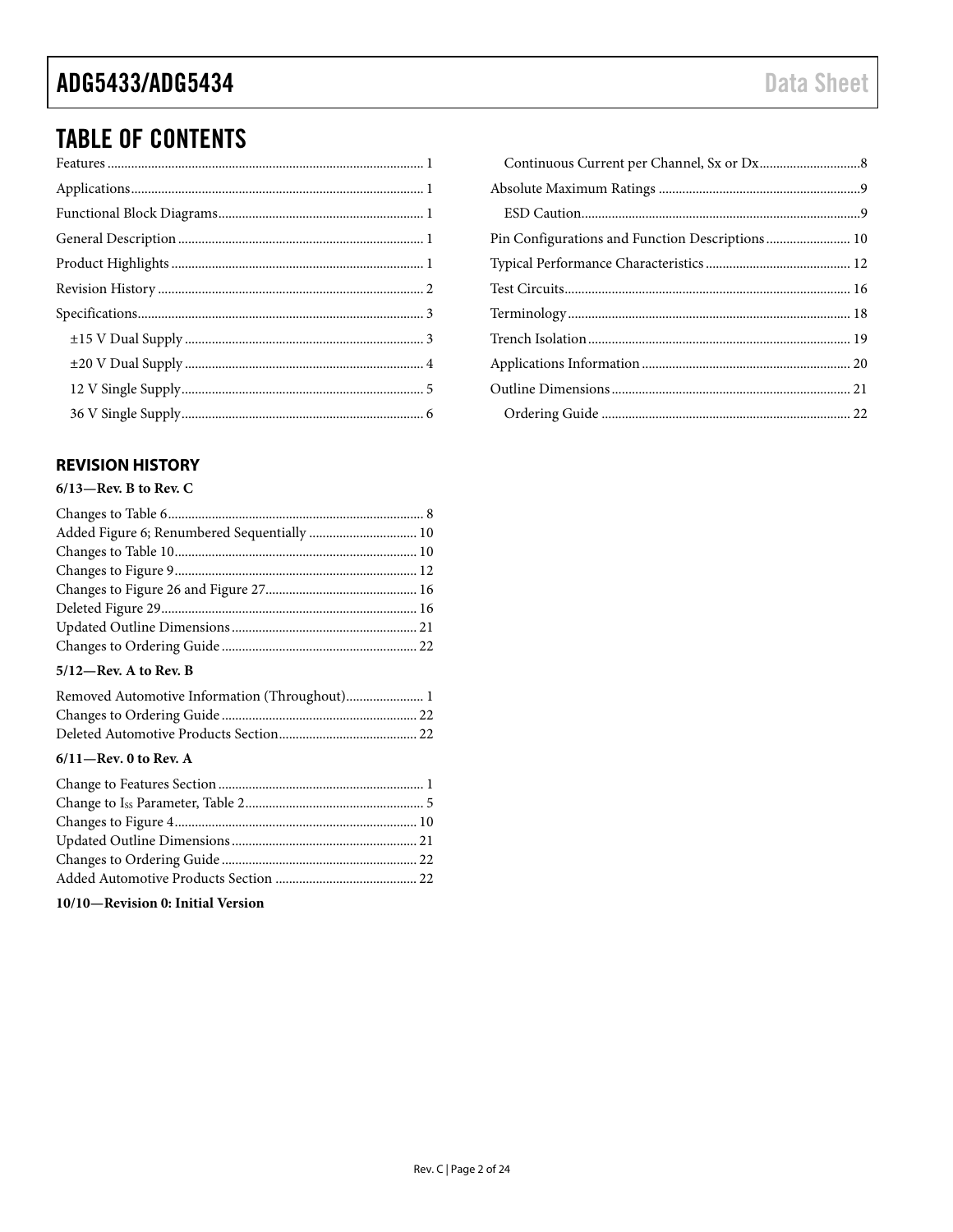## TABLE OF CONTENTS

Features ... 1
Applications ... 1
Functional Block Diagrams ... 1
General Description ... 1
Product Highlights ... 1
Revision History ... 2
Specifications ... 3
 ±15 V Dual Supply ... 3
 ±20 V Dual Supply ... 4
 12 V Single Supply ... 5
 36 V Single Supply ... 6
 Continuous Current per Channel, Sx or Dx ... 8
Absolute Maximum Ratings ... 9
 ESD Caution ... 9
Pin Configurations and Function Descriptions ... 10
Typical Performance Characteristics ... 12
Test Circuits ... 16
Terminology ... 18
Trench Isolation ... 19
Applications Information ... 20
Outline Dimensions ... 21
 Ordering Guide ... 22

### REVISION HISTORY

**6/13—Rev. B to Rev. C**

Changes to Table 6 ... 8
Added Figure 6; Renumbered Sequentially ... 10
Changes to Table 10 ... 10
Changes to Figure 9 ... 12
Changes to Figure 26 and Figure 27 ... 16
Deleted Figure 29 ... 16
Updated Outline Dimensions ... 21
Changes to Ordering Guide ... 22

**5/12—Rev. A to Rev. B**

Removed Automotive Information (Throughout) ... 1
Changes to Ordering Guide ... 22
Deleted Automotive Products Section ... 22

**6/11—Rev. 0 to Rev. A**

Change to Features Section ... 1
Change to $I_{SS}$ Parameter, Table 2 ... 5
Changes to Figure 4 ... 10
Updated Outline Dimensions ... 21
Changes to Ordering Guide ... 22
Added Automotive Products Section ... 22

**10/10—Revision 0: Initial Version**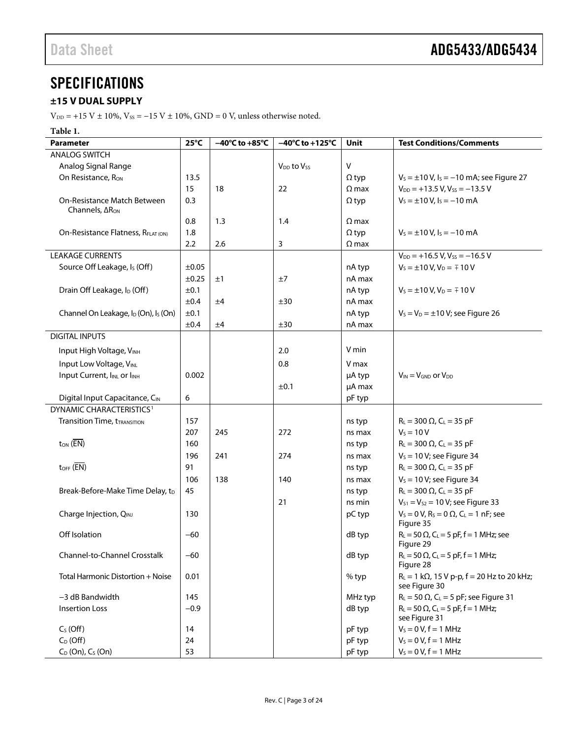## SPECIFICATIONS

### ±15 V DUAL SUPPLY

$V_{DD}$ = +15 V ± 10%, $V_{SS}$ = −15 V ± 10%, GND = 0 V, unless otherwise noted.

**Table 1.**

| Parameter | 25°C | −40°C to +85°C | −40°C to +125°C | Unit | Test Conditions/Comments |
|---|---|---|---|---|---|
| ANALOG SWITCH | | | | | |
| Analog Signal Range | | | $V_{DD}$ to $V_{SS}$ | V | |
| On Resistance, $R_{ON}$ | 13.5 | | | Ω typ | $V_S$ = ±10 V, $I_S$ = −10 mA; see Figure 27 |
| | 15 | 18 | 22 | Ω max | $V_{DD}$ = +13.5 V, $V_{SS}$ = −13.5 V |
| On-Resistance Match Between Channels, $\Delta R_{ON}$ | 0.3 | | | Ω typ | $V_S$ = ±10 V, $I_S$ = −10 mA |
| | 0.8 | 1.3 | 1.4 | Ω max | |
| On-Resistance Flatness, $R_{FLAT (ON)}$ | 1.8 | | | Ω typ | $V_S$ = ±10 V, $I_S$ = −10 mA |
| | 2.2 | 2.6 | 3 | Ω max | |
| LEAKAGE CURRENTS | | | | | $V_{DD}$ = +16.5 V, $V_{SS}$ = −16.5 V |
| Source Off Leakage, $I_S$ (Off) | ±0.05 | | | nA typ | $V_S$ = ±10 V, $V_D$ = ∓ 10 V |
| | ±0.25 | ±1 | ±7 | nA max | |
| Drain Off Leakage, $I_D$ (Off) | ±0.1 | | | nA typ | $V_S$ = ±10 V, $V_D$ = ∓ 10 V |
| | ±0.4 | ±4 | ±30 | nA max | |
| Channel On Leakage, $I_D$ (On), $I_S$ (On) | ±0.1 | | | nA typ | $V_S$ = $V_D$ = ±10 V; see Figure 26 |
| | ±0.4 | ±4 | ±30 | nA max | |
| DIGITAL INPUTS | | | | | |
| Input High Voltage, $V_{INH}$ | | | 2.0 | V min | |
| Input Low Voltage, $V_{INL}$ | | | 0.8 | V max | |
| Input Current, $I_{INL}$ or $I_{INH}$ | 0.002 | | | μA typ | $V_{IN}$ = $V_{GND}$ or $V_{DD}$ |
| | | | ±0.1 | μA max | |
| Digital Input Capacitance, $C_{IN}$ | 6 | | | pF typ | |
| DYNAMIC CHARACTERISTICS[1] | | | | | |
| Transition Time, $t_{TRANSITION}$ | 157 | | | ns typ | $R_L$ = 300 Ω, $C_L$ = 35 pF |
| | 207 | 245 | 272 | ns max | $V_S$ = 10 V |
| $t_{ON}$ ($\overline{EN}$) | 160 | | | ns typ | $R_L$ = 300 Ω, $C_L$ = 35 pF |
| | 196 | 241 | 274 | ns max | $V_S$ = 10 V; see Figure 34 |
| $t_{OFF}$ ($\overline{EN}$) | 91 | | | ns typ | $R_L$ = 300 Ω, $C_L$ = 35 pF |
| | 106 | 138 | 140 | ns max | $V_S$ = 10 V; see Figure 34 |
| Break-Before-Make Time Delay, $t_D$ | 45 | | | ns typ | $R_L$ = 300 Ω, $C_L$ = 35 pF |
| | | | 21 | ns min | $V_{S1}$ = $V_{S2}$ = 10 V; see Figure 33 |
| Charge Injection, $Q_{INJ}$ | 130 | | | pC typ | $V_S$ = 0 V, $R_S$ = 0 Ω, $C_L$ = 1 nF; see Figure 35 |
| Off Isolation | −60 | | | dB typ | $R_L$ = 50 Ω, $C_L$ = 5 pF, f = 1 MHz; see Figure 29 |
| Channel-to-Channel Crosstalk | −60 | | | dB typ | $R_L$ = 50 Ω, $C_L$ = 5 pF, f = 1 MHz; Figure 28 |
| Total Harmonic Distortion + Noise | 0.01 | | | % typ | $R_L$ = 1 kΩ, 15 V p-p, f = 20 Hz to 20 kHz; see Figure 30 |
| −3 dB Bandwidth | 145 | | | MHz typ | $R_L$ = 50 Ω, $C_L$ = 5 pF; see Figure 31 |
| Insertion Loss | −0.9 | | | dB typ | $R_L$ = 50 Ω, $C_L$ = 5 pF, f = 1 MHz; see Figure 31 |
| $C_S$ (Off) | 14 | | | pF typ | $V_S$ = 0 V, f = 1 MHz |
| $C_D$ (Off) | 24 | | | pF typ | $V_S$ = 0 V, f = 1 MHz |
| $C_D$ (On), $C_S$ (On) | 53 | | | pF typ | $V_S$ = 0 V, f = 1 MHz |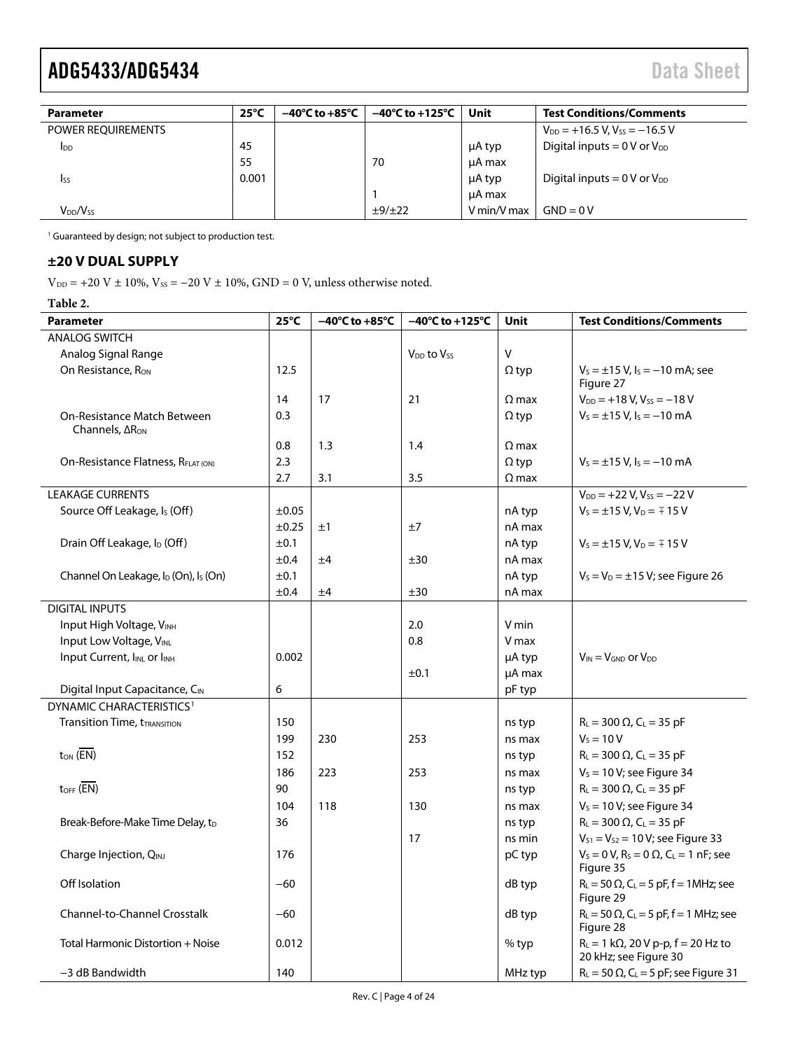| Parameter | 25°C | −40°C to +85°C | −40°C to +125°C | Unit | Test Conditions/Comments |
|---|---|---|---|---|---|
| POWER REQUIREMENTS | | | | | $V_{DD}$ = +16.5 V, $V_{SS}$ = −16.5 V |
| $I_{DD}$ | 45 | | | μA typ | Digital inputs = 0 V or $V_{DD}$ |
| | 55 | | 70 | μA max | |
| $I_{SS}$ | 0.001 | | | μA typ | Digital inputs = 0 V or $V_{DD}$ |
| | | | 1 | μA max | |
| $V_{DD}/V_{SS}$ | | | ±9/±22 | V min/V max | GND = 0 V |

[1] Guaranteed by design; not subject to production test.

## ±20 V DUAL SUPPLY

$V_{DD}$ = +20 V ± 10%, $V_{SS}$ = −20 V ± 10%, GND = 0 V, unless otherwise noted.

**Table 2.**

| Parameter | 25°C | −40°C to +85°C | −40°C to +125°C | Unit | Test Conditions/Comments |
|---|---|---|---|---|---|
| ANALOG SWITCH | | | | | |
| Analog Signal Range | | | $V_{DD}$ to $V_{SS}$ | V | |
| On Resistance, $R_{ON}$ | 12.5 | | | Ω typ | $V_S$ = ±15 V, $I_S$ = −10 mA; see Figure 27 |
| | 14 | 17 | 21 | Ω max | $V_{DD}$ = +18 V, $V_{SS}$ = −18 V |
| On-Resistance Match Between Channels, $\Delta R_{ON}$ | 0.3 | | | Ω typ | $V_S$ = ±15 V, $I_S$ = −10 mA |
| | 0.8 | 1.3 | 1.4 | Ω max | |
| On-Resistance Flatness, $R_{FLAT(ON)}$ | 2.3 | | | Ω typ | $V_S$ = ±15 V, $I_S$ = −10 mA |
| | 2.7 | 3.1 | 3.5 | Ω max | |
| LEAKAGE CURRENTS | | | | | $V_{DD}$ = +22 V, $V_{SS}$ = −22 V |
| Source Off Leakage, $I_S$ (Off) | ±0.05 | | | nA typ | $V_S$ = ±15 V, $V_D$ = ∓15 V |
| | ±0.25 | ±1 | ±7 | nA max | |
| Drain Off Leakage, $I_D$ (Off) | ±0.1 | | | nA typ | $V_S$ = ±15 V, $V_D$ = ∓15 V |
| | ±0.4 | ±4 | ±30 | nA max | |
| Channel On Leakage, $I_D$ (On), $I_S$ (On) | ±0.1 | | | nA typ | $V_S$ = $V_D$ = ±15 V; see Figure 26 |
| | ±0.4 | ±4 | ±30 | nA max | |
| DIGITAL INPUTS | | | | | |
| Input High Voltage, $V_{INH}$ | | | 2.0 | V min | |
| Input Low Voltage, $V_{INL}$ | | | 0.8 | V max | |
| Input Current, $I_{INL}$ or $I_{INH}$ | 0.002 | | | μA typ | $V_{IN}$ = $V_{GND}$ or $V_{DD}$ |
| | | | ±0.1 | μA max | |
| Digital Input Capacitance, $C_{IN}$ | 6 | | | pF typ | |
| DYNAMIC CHARACTERISTICS[1] | | | | | |
| Transition Time, $t_{TRANSITION}$ | 150 | | | ns typ | $R_L$ = 300 Ω, $C_L$ = 35 pF |
| | 199 | 230 | 253 | ns max | $V_S$ = 10 V |
| $t_{ON}$ ($\overline{EN}$) | 152 | | | ns typ | $R_L$ = 300 Ω, $C_L$ = 35 pF |
| | 186 | 223 | 253 | ns max | $V_S$ = 10 V; see Figure 34 |
| $t_{OFF}$ ($\overline{EN}$) | 90 | | | ns typ | $R_L$ = 300 Ω, $C_L$ = 35 pF |
| | 104 | 118 | 130 | ns max | $V_S$ = 10 V; see Figure 34 |
| Break-Before-Make Time Delay, $t_D$ | 36 | | | ns typ | $R_L$ = 300 Ω, $C_L$ = 35 pF |
| | | | 17 | ns min | $V_{S1}$ = $V_{S2}$ = 10 V; see Figure 33 |
| Charge Injection, $Q_{INJ}$ | 176 | | | pC typ | $V_S$ = 0 V, $R_S$ = 0 Ω, $C_L$ = 1 nF; see Figure 35 |
| Off Isolation | −60 | | | dB typ | $R_L$ = 50 Ω, $C_L$ = 5 pF, f = 1MHz; see Figure 29 |
| Channel-to-Channel Crosstalk | −60 | | | dB typ | $R_L$ = 50 Ω, $C_L$ = 5 pF, f = 1 MHz; see Figure 28 |
| Total Harmonic Distortion + Noise | 0.012 | | | % typ | $R_L$ = 1 kΩ, 20 V p-p, f = 20 Hz to 20 kHz; see Figure 30 |
| −3 dB Bandwidth | 140 | | | MHz typ | $R_L$ = 50 Ω, $C_L$ = 5 pF; see Figure 31 |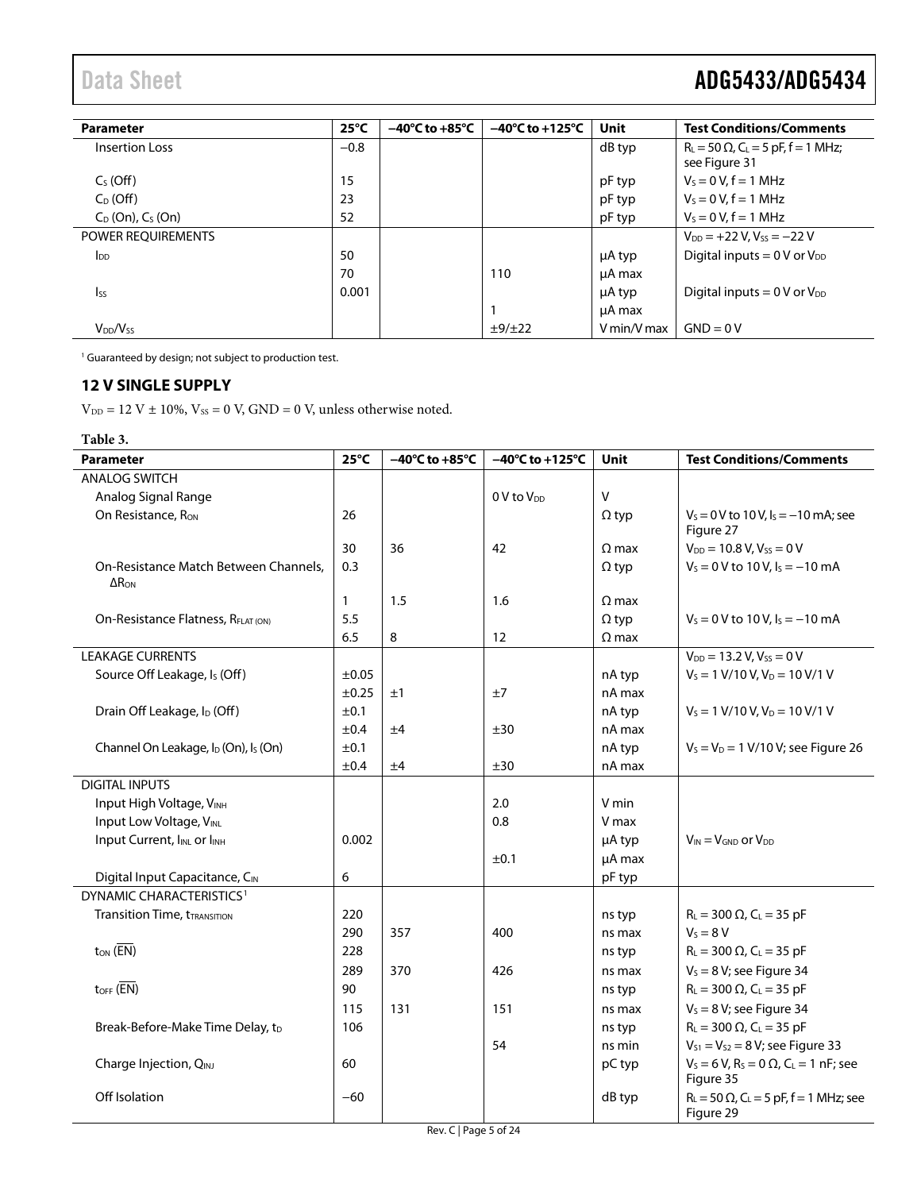| Parameter | 25°C | −40°C to +85°C | −40°C to +125°C | Unit | Test Conditions/Comments |
|---|---|---|---|---|---|
| Insertion Loss | −0.8 | | | dB typ | $R_L$ = 50 Ω, $C_L$ = 5 pF, f = 1 MHz; see Figure 31 |
| $C_S$ (Off) | 15 | | | pF typ | $V_S$ = 0 V, f = 1 MHz |
| $C_D$ (Off) | 23 | | | pF typ | $V_S$ = 0 V, f = 1 MHz |
| $C_D$ (On), $C_S$ (On) | 52 | | | pF typ | $V_S$ = 0 V, f = 1 MHz |
| POWER REQUIREMENTS | | | | | $V_{DD}$ = +22 V, $V_{SS}$ = −22 V |
| $I_{DD}$ | 50 | | | μA typ | Digital inputs = 0 V or $V_{DD}$ |
| | 70 | | 110 | μA max | |
| $I_{SS}$ | 0.001 | | | μA typ | Digital inputs = 0 V or $V_{DD}$ |
| | | | 1 | μA max | |
| $V_{DD}/V_{SS}$ | | | ±9/±22 | V min/V max | GND = 0 V |

[1] Guaranteed by design; not subject to production test.

## 12 V SINGLE SUPPLY

$V_{DD}$ = 12 V ± 10%, $V_{SS}$ = 0 V, GND = 0 V, unless otherwise noted.

**Table 3.**

| Parameter | 25°C | −40°C to +85°C | −40°C to +125°C | Unit | Test Conditions/Comments |
|---|---|---|---|---|---|
| ANALOG SWITCH | | | | | |
| Analog Signal Range | | | 0 V to $V_{DD}$ | V | |
| On Resistance, $R_{ON}$ | 26 | | | Ω typ | $V_S$ = 0 V to 10 V, $I_S$ = −10 mA; see Figure 27 |
| | 30 | 36 | 42 | Ω max | $V_{DD}$ = 10.8 V, $V_{SS}$ = 0 V |
| On-Resistance Match Between Channels, $\Delta R_{ON}$ | 0.3 | | | Ω typ | $V_S$ = 0 V to 10 V, $I_S$ = −10 mA |
| | 1 | 1.5 | 1.6 | Ω max | |
| On-Resistance Flatness, $R_{FLAT (ON)}$ | 5.5 | | | Ω typ | $V_S$ = 0 V to 10 V, $I_S$ = −10 mA |
| | 6.5 | 8 | 12 | Ω max | |
| LEAKAGE CURRENTS | | | | | $V_{DD}$ = 13.2 V, $V_{SS}$ = 0 V |
| Source Off Leakage, $I_S$ (Off) | ±0.05 | | | nA typ | $V_S$ = 1 V/10 V, $V_D$ = 10 V/1 V |
| | ±0.25 | ±1 | ±7 | nA max | |
| Drain Off Leakage, $I_D$ (Off) | ±0.1 | | | nA typ | $V_S$ = 1 V/10 V, $V_D$ = 10 V/1 V |
| | ±0.4 | ±4 | ±30 | nA max | |
| Channel On Leakage, $I_D$ (On), $I_S$ (On) | ±0.1 | | | nA typ | $V_S$ = $V_D$ = 1 V/10 V; see Figure 26 |
| | ±0.4 | ±4 | ±30 | nA max | |
| DIGITAL INPUTS | | | | | |
| Input High Voltage, $V_{INH}$ | | | 2.0 | V min | |
| Input Low Voltage, $V_{INL}$ | | | 0.8 | V max | |
| Input Current, $I_{INL}$ or $I_{INH}$ | 0.002 | | | μA typ | $V_{IN}$ = $V_{GND}$ or $V_{DD}$ |
| | | | ±0.1 | μA max | |
| Digital Input Capacitance, $C_{IN}$ | 6 | | | pF typ | |
| DYNAMIC CHARACTERISTICS[1] | | | | | |
| Transition Time, $t_{TRANSITION}$ | 220 | | | ns typ | $R_L$ = 300 Ω, $C_L$ = 35 pF |
| | 290 | 357 | 400 | ns max | $V_S$ = 8 V |
| $t_{ON}$ ($\overline{EN}$) | 228 | | | ns typ | $R_L$ = 300 Ω, $C_L$ = 35 pF |
| | 289 | 370 | 426 | ns max | $V_S$ = 8 V; see Figure 34 |
| $t_{OFF}$ ($\overline{EN}$) | 90 | | | ns typ | $R_L$ = 300 Ω, $C_L$ = 35 pF |
| | 115 | 131 | 151 | ns max | $V_S$ = 8 V; see Figure 34 |
| Break-Before-Make Time Delay, $t_D$ | 106 | | | ns typ | $R_L$ = 300 Ω, $C_L$ = 35 pF |
| | | | 54 | ns min | $V_{S1}$ = $V_{S2}$ = 8 V; see Figure 33 |
| Charge Injection, $Q_{INJ}$ | 60 | | | pC typ | $V_S$ = 6 V, $R_S$ = 0 Ω, $C_L$ = 1 nF; see Figure 35 |
| Off Isolation | −60 | | | dB typ | $R_L$ = 50 Ω, $C_L$ = 5 pF, f = 1 MHz; see Figure 29 |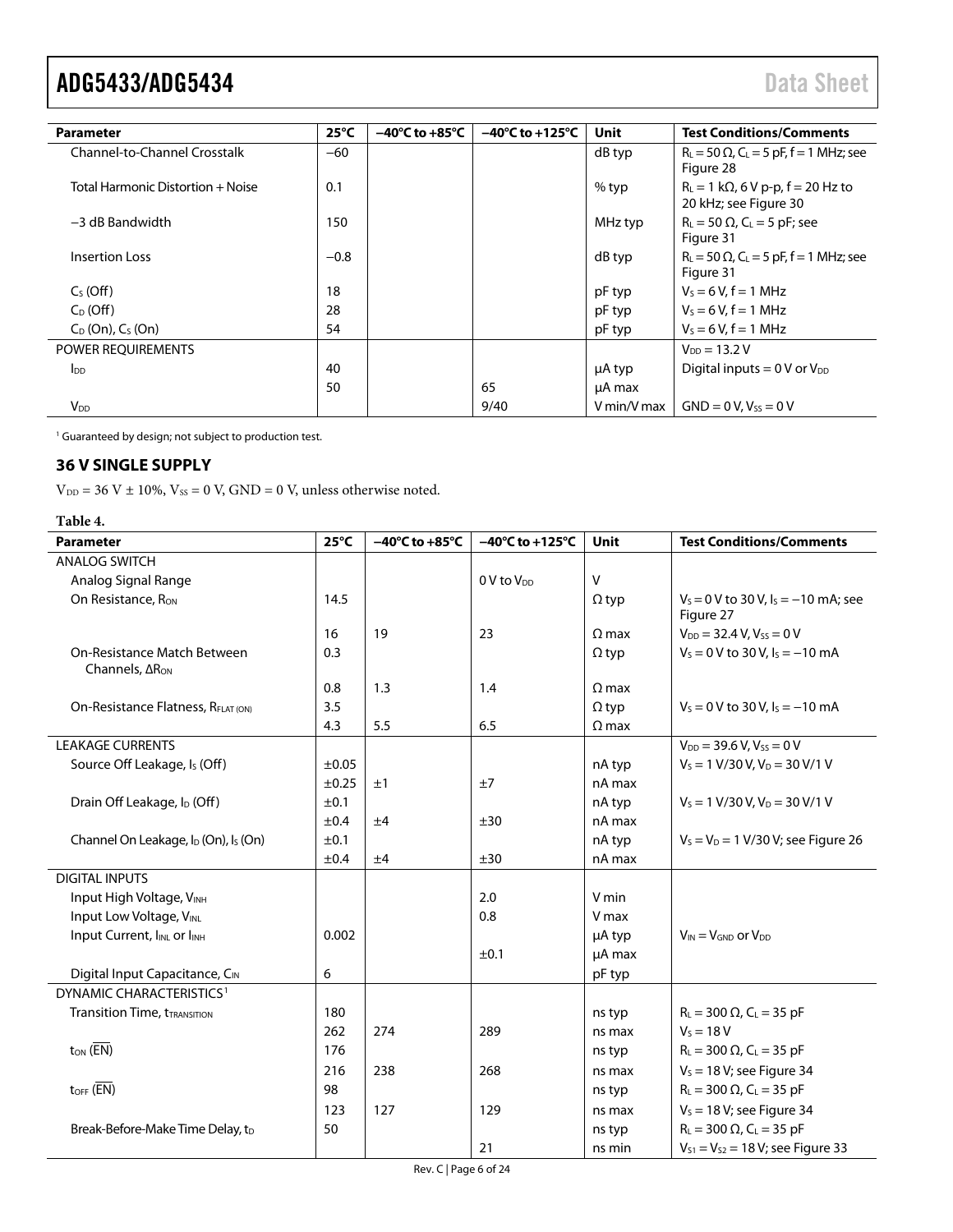| Parameter | 25°C | −40°C to +85°C | −40°C to +125°C | Unit | Test Conditions/Comments |
|---|---|---|---|---|---|
| Channel-to-Channel Crosstalk | −60 | | | dB typ | $R_L = 50\ \Omega$, $C_L = 5$ pF, f = 1 MHz; see Figure 28 |
| Total Harmonic Distortion + Noise | 0.1 | | | % typ | $R_L = 1\ k\Omega$, 6 V p-p, f = 20 Hz to 20 kHz; see Figure 30 |
| −3 dB Bandwidth | 150 | | | MHz typ | $R_L = 50\ \Omega$, $C_L = 5$ pF; see Figure 31 |
| Insertion Loss | −0.8 | | | dB typ | $R_L = 50\ \Omega$, $C_L = 5$ pF, f = 1 MHz; see Figure 31 |
| $C_S$ (Off) | 18 | | | pF typ | $V_S = 6$ V, f = 1 MHz |
| $C_D$ (Off) | 28 | | | pF typ | $V_S = 6$ V, f = 1 MHz |
| $C_D$ (On), $C_S$ (On) | 54 | | | pF typ | $V_S = 6$ V, f = 1 MHz |
| POWER REQUIREMENTS | | | | | $V_{DD} = 13.2$ V |
| $I_{DD}$ | 40 | | | µA typ | Digital inputs = 0 V or $V_{DD}$ |
| | 50 | | 65 | µA max | |
| $V_{DD}$ | | | 9/40 | V min/V max | GND = 0 V, $V_{SS} = 0$ V |

[1] Guaranteed by design; not subject to production test.

## 36 V SINGLE SUPPLY

$V_{DD} = 36$ V ± 10%, $V_{SS} = 0$ V, GND = 0 V, unless otherwise noted.

**Table 4.**

| Parameter | 25°C | −40°C to +85°C | −40°C to +125°C | Unit | Test Conditions/Comments |
|---|---|---|---|---|---|
| ANALOG SWITCH | | | | | |
| Analog Signal Range | | | 0 V to $V_{DD}$ | V | |
| On Resistance, $R_{ON}$ | 14.5 | | | Ω typ | $V_S = 0$ V to 30 V, $I_S = -10$ mA; see Figure 27 |
| | 16 | 19 | 23 | Ω max | $V_{DD} = 32.4$ V, $V_{SS} = 0$ V |
| On-Resistance Match Between Channels, $\Delta R_{ON}$ | 0.3 | | | Ω typ | $V_S = 0$ V to 30 V, $I_S = -10$ mA |
| | 0.8 | 1.3 | 1.4 | Ω max | |
| On-Resistance Flatness, $R_{FLAT (ON)}$ | 3.5 | | | Ω typ | $V_S = 0$ V to 30 V, $I_S = -10$ mA |
| | 4.3 | 5.5 | 6.5 | Ω max | |
| LEAKAGE CURRENTS | | | | | $V_{DD} = 39.6$ V, $V_{SS} = 0$ V |
| Source Off Leakage, $I_S$ (Off) | ±0.05 | | | nA typ | $V_S = 1$ V/30 V, $V_D = 30$ V/1 V |
| | ±0.25 | ±1 | ±7 | nA max | |
| Drain Off Leakage, $I_D$ (Off) | ±0.1 | | | nA typ | $V_S = 1$ V/30 V, $V_D = 30$ V/1 V |
| | ±0.4 | ±4 | ±30 | nA max | |
| Channel On Leakage, $I_D$ (On), $I_S$ (On) | ±0.1 | | | nA typ | $V_S = V_D = 1$ V/30 V; see Figure 26 |
| | ±0.4 | ±4 | ±30 | nA max | |
| DIGITAL INPUTS | | | | | |
| Input High Voltage, $V_{INH}$ | | | 2.0 | V min | |
| Input Low Voltage, $V_{INL}$ | | | 0.8 | V max | |
| Input Current, $I_{INL}$ or $I_{INH}$ | 0.002 | | | µA typ | $V_{IN} = V_{GND}$ or $V_{DD}$ |
| | | | ±0.1 | µA max | |
| Digital Input Capacitance, $C_{IN}$ | 6 | | | pF typ | |
| DYNAMIC CHARACTERISTICS[1] | | | | | |
| Transition Time, $t_{TRANSITION}$ | 180 | | | ns typ | $R_L = 300\ \Omega$, $C_L = 35$ pF |
| | 262 | 274 | 289 | ns max | $V_S = 18$ V |
| $t_{ON}$ ($\overline{EN}$) | 176 | | | ns typ | $R_L = 300\ \Omega$, $C_L = 35$ pF |
| | 216 | 238 | 268 | ns max | $V_S = 18$ V; see Figure 34 |
| $t_{OFF}$ ($\overline{EN}$) | 98 | | | ns typ | $R_L = 300\ \Omega$, $C_L = 35$ pF |
| | 123 | 127 | 129 | ns max | $V_S = 18$ V; see Figure 34 |
| Break-Before-Make Time Delay, $t_D$ | 50 | | | ns typ | $R_L = 300\ \Omega$, $C_L = 35$ pF |
| | | | 21 | ns min | $V_{S1} = V_{S2} = 18$ V; see Figure 33 |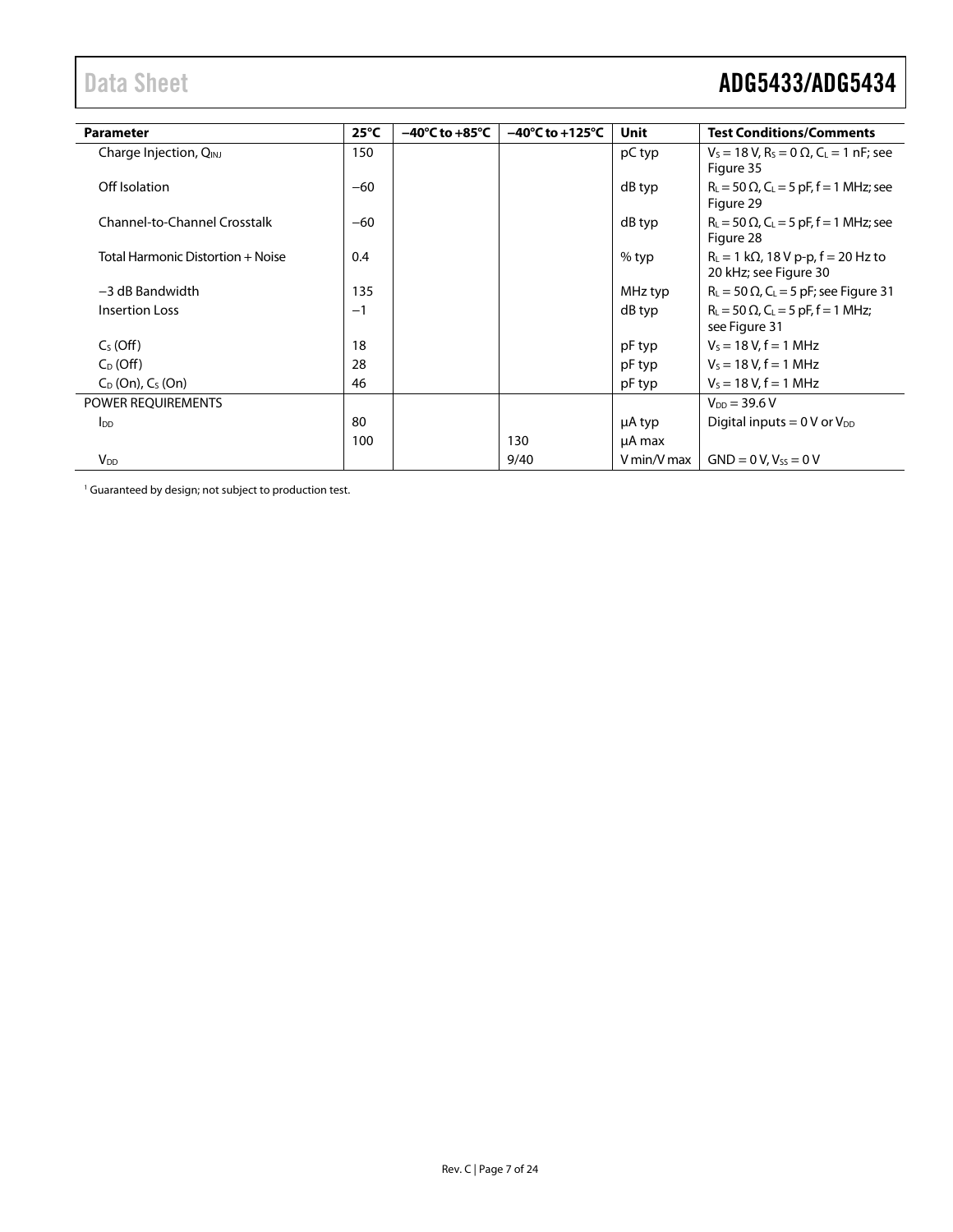| Parameter | 25°C | −40°C to +85°C | −40°C to +125°C | Unit | Test Conditions/Comments |
|---|---|---|---|---|---|
| Charge Injection, $Q_{INJ}$ | 150 | | | pC typ | $V_S$ = 18 V, $R_S$ = 0 Ω, $C_L$ = 1 nF; see Figure 35 |
| Off Isolation | −60 | | | dB typ | $R_L$ = 50 Ω, $C_L$ = 5 pF, f = 1 MHz; see Figure 29 |
| Channel-to-Channel Crosstalk | −60 | | | dB typ | $R_L$ = 50 Ω, $C_L$ = 5 pF, f = 1 MHz; see Figure 28 |
| Total Harmonic Distortion + Noise | 0.4 | | | % typ | $R_L$ = 1 kΩ, 18 V p-p, f = 20 Hz to 20 kHz; see Figure 30 |
| −3 dB Bandwidth | 135 | | | MHz typ | $R_L$ = 50 Ω, $C_L$ = 5 pF; see Figure 31 |
| Insertion Loss | −1 | | | dB typ | $R_L$ = 50 Ω, $C_L$ = 5 pF, f = 1 MHz; see Figure 31 |
| $C_S$ (Off) | 18 | | | pF typ | $V_S$ = 18 V, f = 1 MHz |
| $C_D$ (Off) | 28 | | | pF typ | $V_S$ = 18 V, f = 1 MHz |
| $C_D$ (On), $C_S$ (On) | 46 | | | pF typ | $V_S$ = 18 V, f = 1 MHz |
| POWER REQUIREMENTS | | | | | $V_{DD}$ = 39.6 V |
| $I_{DD}$ | 80 | | | μA typ | Digital inputs = 0 V or $V_{DD}$ |
| | 100 | | 130 | μA max | |
| $V_{DD}$ | | | 9/40 | V min/V max | GND = 0 V, $V_{SS}$ = 0 V |

[1] Guaranteed by design; not subject to production test.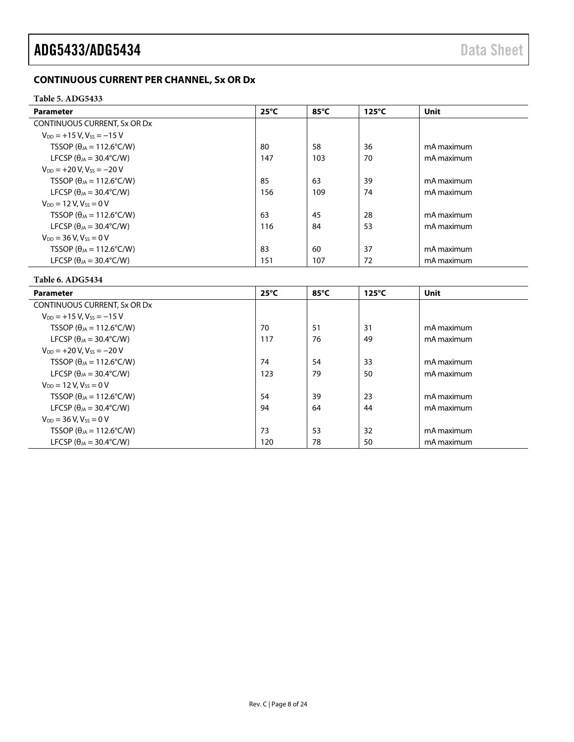## CONTINUOUS CURRENT PER CHANNEL, Sx OR Dx

**Table 5. ADG5433**

| Parameter | 25°C | 85°C | 125°C | Unit |
|---|---|---|---|---|
| CONTINUOUS CURRENT, Sx OR Dx | | | | |
| $V_{DD}$ = +15 V, $V_{SS}$ = −15 V | | | | |
| TSSOP ($\theta_{JA}$ = 112.6°C/W) | 80 | 58 | 36 | mA maximum |
| LFCSP ($\theta_{JA}$ = 30.4°C/W) | 147 | 103 | 70 | mA maximum |
| $V_{DD}$ = +20 V, $V_{SS}$ = −20 V | | | | |
| TSSOP ($\theta_{JA}$ = 112.6°C/W) | 85 | 63 | 39 | mA maximum |
| LFCSP ($\theta_{JA}$ = 30.4°C/W) | 156 | 109 | 74 | mA maximum |
| $V_{DD}$ = 12 V, $V_{SS}$ = 0 V | | | | |
| TSSOP ($\theta_{JA}$ = 112.6°C/W) | 63 | 45 | 28 | mA maximum |
| LFCSP ($\theta_{JA}$ = 30.4°C/W) | 116 | 84 | 53 | mA maximum |
| $V_{DD}$ = 36 V, $V_{SS}$ = 0 V | | | | |
| TSSOP ($\theta_{JA}$ = 112.6°C/W) | 83 | 60 | 37 | mA maximum |
| LFCSP ($\theta_{JA}$ = 30.4°C/W) | 151 | 107 | 72 | mA maximum |

**Table 6. ADG5434**

| Parameter | 25°C | 85°C | 125°C | Unit |
|---|---|---|---|---|
| CONTINUOUS CURRENT, Sx OR Dx | | | | |
| $V_{DD}$ = +15 V, $V_{SS}$ = −15 V | | | | |
| TSSOP ($\theta_{JA}$ = 112.6°C/W) | 70 | 51 | 31 | mA maximum |
| LFCSP ($\theta_{JA}$ = 30.4°C/W) | 117 | 76 | 49 | mA maximum |
| $V_{DD}$ = +20 V, $V_{SS}$ = −20 V | | | | |
| TSSOP ($\theta_{JA}$ = 112.6°C/W) | 74 | 54 | 33 | mA maximum |
| LFCSP ($\theta_{JA}$ = 30.4°C/W) | 123 | 79 | 50 | mA maximum |
| $V_{DD}$ = 12 V, $V_{SS}$ = 0 V | | | | |
| TSSOP ($\theta_{JA}$ = 112.6°C/W) | 54 | 39 | 23 | mA maximum |
| LFCSP ($\theta_{JA}$ = 30.4°C/W) | 94 | 64 | 44 | mA maximum |
| $V_{DD}$ = 36 V, $V_{SS}$ = 0 V | | | | |
| TSSOP ($\theta_{JA}$ = 112.6°C/W) | 73 | 53 | 32 | mA maximum |
| LFCSP ($\theta_{JA}$ = 30.4°C/W) | 120 | 78 | 50 | mA maximum |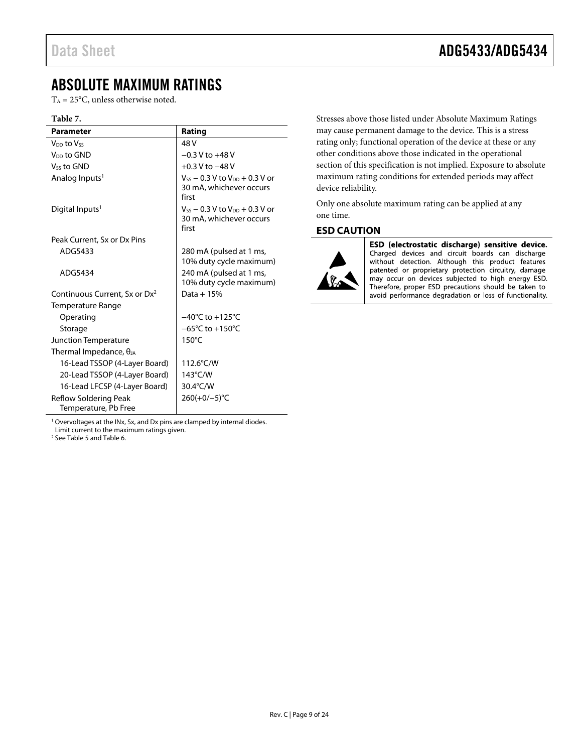## ABSOLUTE MAXIMUM RATINGS

$T_A$ = 25°C, unless otherwise noted.

**Table 7.**

| Parameter | Rating |
|---|---|
| $V_{DD}$ to $V_{SS}$ | 48 V |
| $V_{DD}$ to GND | −0.3 V to +48 V |
| $V_{SS}$ to GND | +0.3 V to −48 V |
| Analog Inputs[1] | $V_{SS}$ − 0.3 V to $V_{DD}$ + 0.3 V or 30 mA, whichever occurs first |
| Digital Inputs[1] | $V_{SS}$ − 0.3 V to $V_{DD}$ + 0.3 V or 30 mA, whichever occurs first |
| Peak Current, Sx or Dx Pins | |
| ADG5433 | 280 mA (pulsed at 1 ms, 10% duty cycle maximum) |
| ADG5434 | 240 mA (pulsed at 1 ms, 10% duty cycle maximum) |
| Continuous Current, Sx or Dx[2] | Data + 15% |
| Temperature Range | |
| Operating | −40°C to +125°C |
| Storage | −65°C to +150°C |
| Junction Temperature | 150°C |
| Thermal Impedance, $\theta_{JA}$ | |
| 16-Lead TSSOP (4-Layer Board) | 112.6°C/W |
| 20-Lead TSSOP (4-Layer Board) | 143°C/W |
| 16-Lead LFCSP (4-Layer Board) | 30.4°C/W |
| Reflow Soldering Peak Temperature, Pb Free | 260(+0/−5)°C |

[1] Overvoltages at the INx, Sx, and Dx pins are clamped by internal diodes. Limit current to the maximum ratings given.
[2] See Table 5 and Table 6.

Stresses above those listed under Absolute Maximum Ratings may cause permanent damage to the device. This is a stress rating only; functional operation of the device at these or any other conditions above those indicated in the operational section of this specification is not implied. Exposure to absolute maximum rating conditions for extended periods may affect device reliability.

Only one absolute maximum rating can be applied at any one time.

### ESD CAUTION

**ESD (electrostatic discharge) sensitive device.** Charged devices and circuit boards can discharge without detection. Although this product features patented or proprietary protection circuitry, damage may occur on devices subjected to high energy ESD. Therefore, proper ESD precautions should be taken to avoid performance degradation or loss of functionality.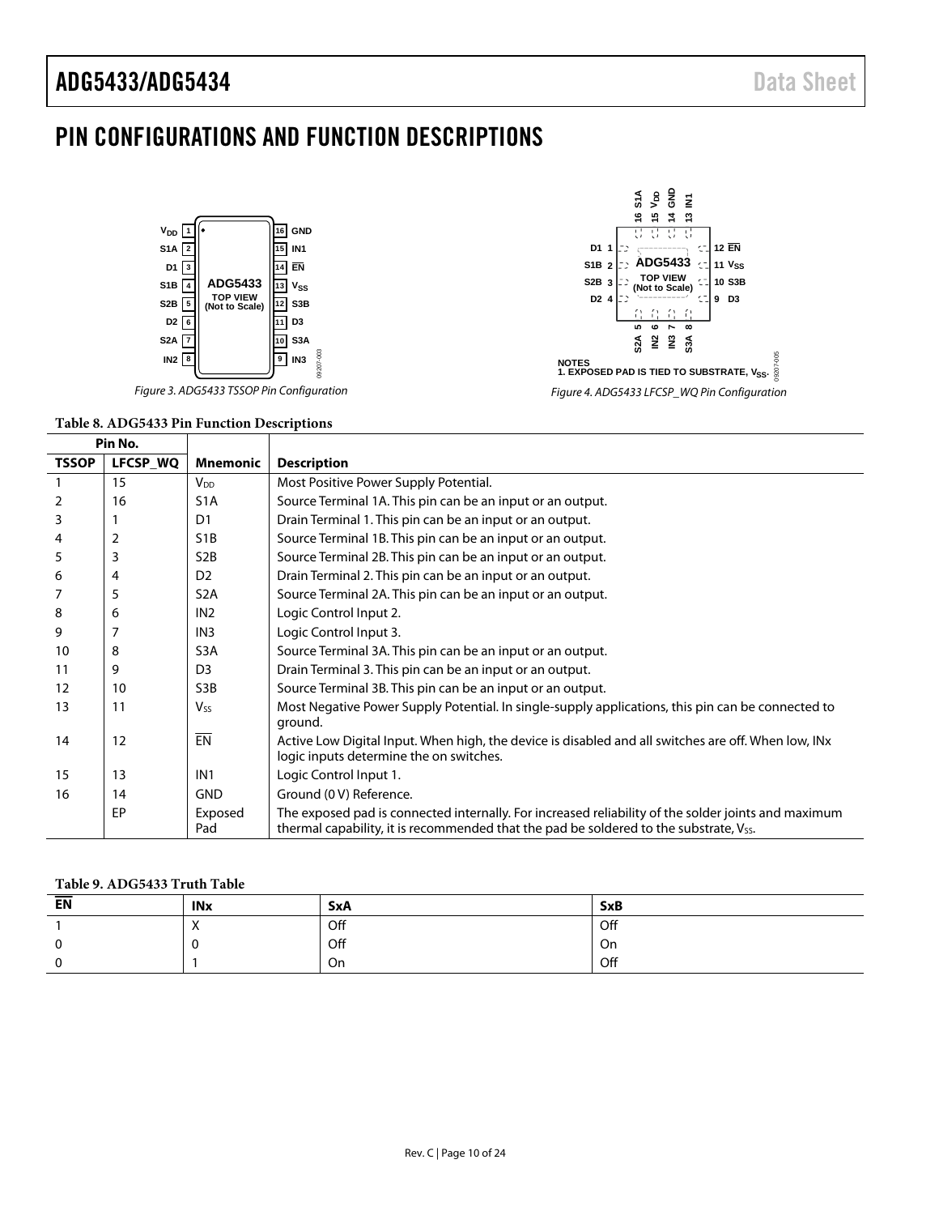# PIN CONFIGURATIONS AND FUNCTION DESCRIPTIONS

Figure 3. ADG5433 TSSOP Pin Configuration

NOTES
1. EXPOSED PAD IS TIED TO SUBSTRATE, $V_{SS}$.

Figure 4. ADG5433 LFCSP_WQ Pin Configuration

**Table 8. ADG5433 Pin Function Descriptions**

| Pin No. | | | |
|---|---|---|---|
| **TSSOP** | **LFCSP_WQ** | **Mnemonic** | **Description** |
| 1 | 15 | $V_{DD}$ | Most Positive Power Supply Potential. |
| 2 | 16 | S1A | Source Terminal 1A. This pin can be an input or an output. |
| 3 | 1 | D1 | Drain Terminal 1. This pin can be an input or an output. |
| 4 | 2 | S1B | Source Terminal 1B. This pin can be an input or an output. |
| 5 | 3 | S2B | Source Terminal 2B. This pin can be an input or an output. |
| 6 | 4 | D2 | Drain Terminal 2. This pin can be an input or an output. |
| 7 | 5 | S2A | Source Terminal 2A. This pin can be an input or an output. |
| 8 | 6 | IN2 | Logic Control Input 2. |
| 9 | 7 | IN3 | Logic Control Input 3. |
| 10 | 8 | S3A | Source Terminal 3A. This pin can be an input or an output. |
| 11 | 9 | D3 | Drain Terminal 3. This pin can be an input or an output. |
| 12 | 10 | S3B | Source Terminal 3B. This pin can be an input or an output. |
| 13 | 11 | $V_{SS}$ | Most Negative Power Supply Potential. In single-supply applications, this pin can be connected to ground. |
| 14 | 12 | $\overline{EN}$ | Active Low Digital Input. When high, the device is disabled and all switches are off. When low, INx logic inputs determine the on switches. |
| 15 | 13 | IN1 | Logic Control Input 1. |
| 16 | 14 | GND | Ground (0 V) Reference. |
| | EP | Exposed Pad | The exposed pad is connected internally. For increased reliability of the solder joints and maximum thermal capability, it is recommended that the pad be soldered to the substrate, $V_{SS}$. |

**Table 9. ADG5433 Truth Table**

| $\overline{EN}$ | INx | SxA | SxB |
|---|---|---|---|
| 1 | X | Off | Off |
| 0 | 0 | Off | On |
| 0 | 1 | On | Off |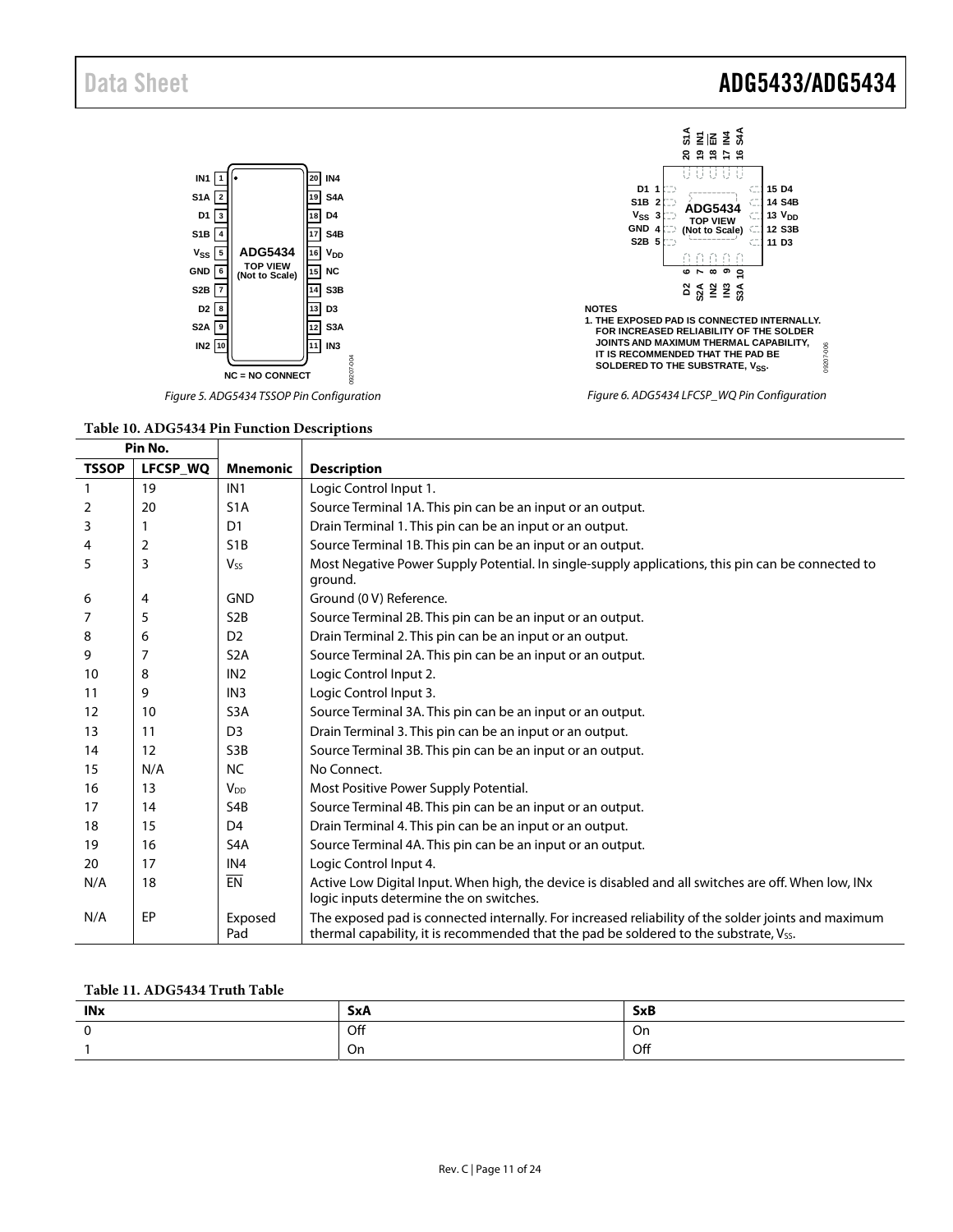Figure 5. ADG5434 TSSOP Pin Configuration

Figure 6. ADG5434 LFCSP_WQ Pin Configuration

NOTES
1. THE EXPOSED PAD IS CONNECTED INTERNALLY. FOR INCREASED RELIABILITY OF THE SOLDER JOINTS AND MAXIMUM THERMAL CAPABILITY, IT IS RECOMMENDED THAT THE PAD BE SOLDERED TO THE SUBSTRATE, $V_{SS}$.

**Table 10. ADG5434 Pin Function Descriptions**

| Pin No. | | | |
|---|---|---|---|
| TSSOP | LFCSP_WQ | Mnemonic | Description |
| 1 | 19 | IN1 | Logic Control Input 1. |
| 2 | 20 | S1A | Source Terminal 1A. This pin can be an input or an output. |
| 3 | 1 | D1 | Drain Terminal 1. This pin can be an input or an output. |
| 4 | 2 | S1B | Source Terminal 1B. This pin can be an input or an output. |
| 5 | 3 | $V_{SS}$ | Most Negative Power Supply Potential. In single-supply applications, this pin can be connected to ground. |
| 6 | 4 | GND | Ground (0 V) Reference. |
| 7 | 5 | S2B | Source Terminal 2B. This pin can be an input or an output. |
| 8 | 6 | D2 | Drain Terminal 2. This pin can be an input or an output. |
| 9 | 7 | S2A | Source Terminal 2A. This pin can be an input or an output. |
| 10 | 8 | IN2 | Logic Control Input 2. |
| 11 | 9 | IN3 | Logic Control Input 3. |
| 12 | 10 | S3A | Source Terminal 3A. This pin can be an input or an output. |
| 13 | 11 | D3 | Drain Terminal 3. This pin can be an input or an output. |
| 14 | 12 | S3B | Source Terminal 3B. This pin can be an input or an output. |
| 15 | N/A | NC | No Connect. |
| 16 | 13 | $V_{DD}$ | Most Positive Power Supply Potential. |
| 17 | 14 | S4B | Source Terminal 4B. This pin can be an input or an output. |
| 18 | 15 | D4 | Drain Terminal 4. This pin can be an input or an output. |
| 19 | 16 | S4A | Source Terminal 4A. This pin can be an input or an output. |
| 20 | 17 | IN4 | Logic Control Input 4. |
| N/A | 18 | $\overline{EN}$ | Active Low Digital Input. When high, the device is disabled and all switches are off. When low, INx logic inputs determine the on switches. |
| N/A | EP | Exposed Pad | The exposed pad is connected internally. For increased reliability of the solder joints and maximum thermal capability, it is recommended that the pad be soldered to the substrate, $V_{SS}$. |

**Table 11. ADG5434 Truth Table**

| INx | SxA | SxB |
|---|---|---|
| 0 | Off | On |
| 1 | On | Off |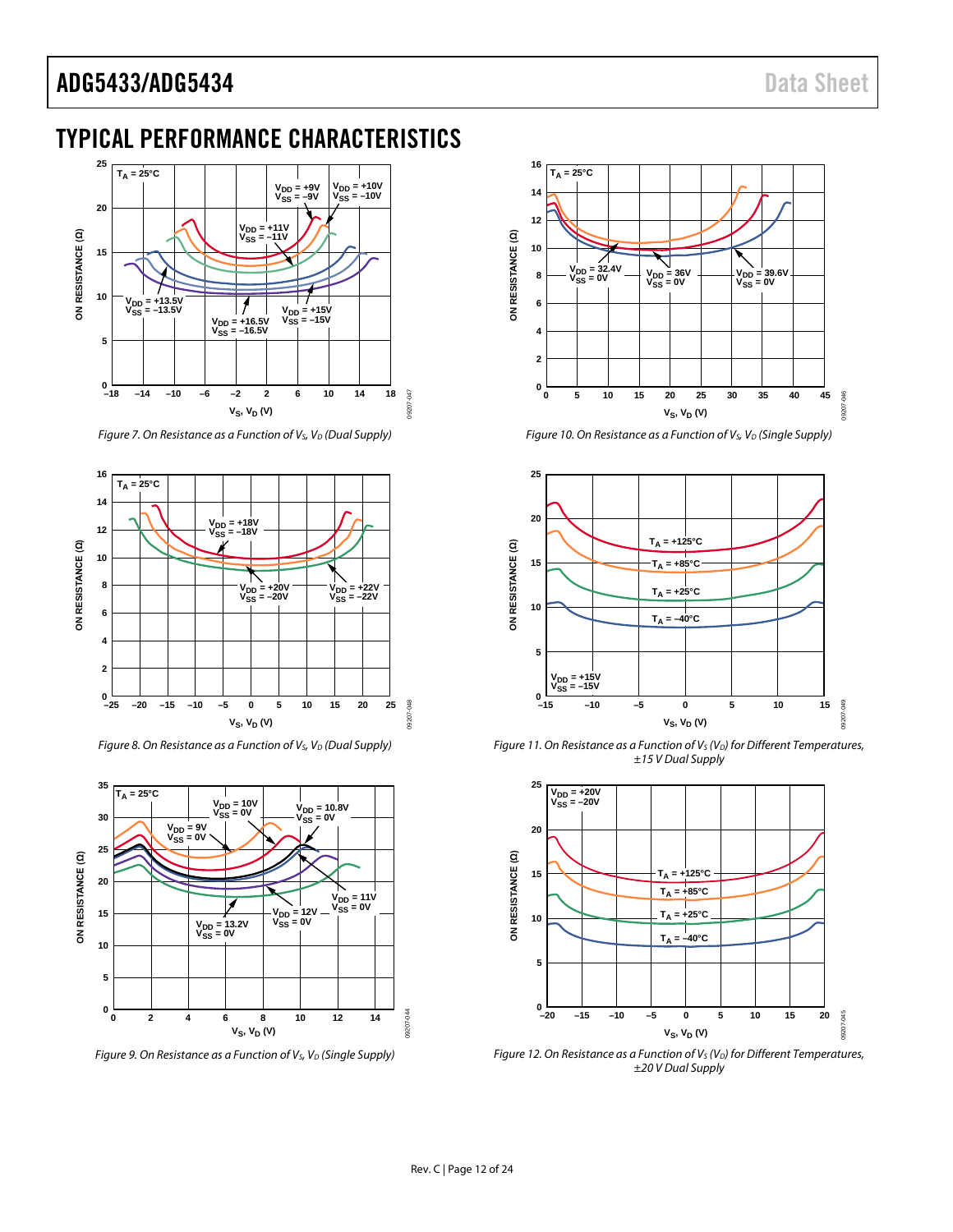## TYPICAL PERFORMANCE CHARACTERISTICS

Figure 7. On Resistance as a Function of $V_S$, $V_D$ (Dual Supply)

Figure 8. On Resistance as a Function of $V_S$, $V_D$ (Dual Supply)

Figure 9. On Resistance as a Function of $V_S$, $V_D$ (Single Supply)

Figure 10. On Resistance as a Function of $V_S$, $V_D$ (Single Supply)

Figure 11. On Resistance as a Function of $V_S$ ($V_D$) for Different Temperatures, ±15 V Dual Supply

Figure 12. On Resistance as a Function of $V_S$ ($V_D$) for Different Temperatures, ±20 V Dual Supply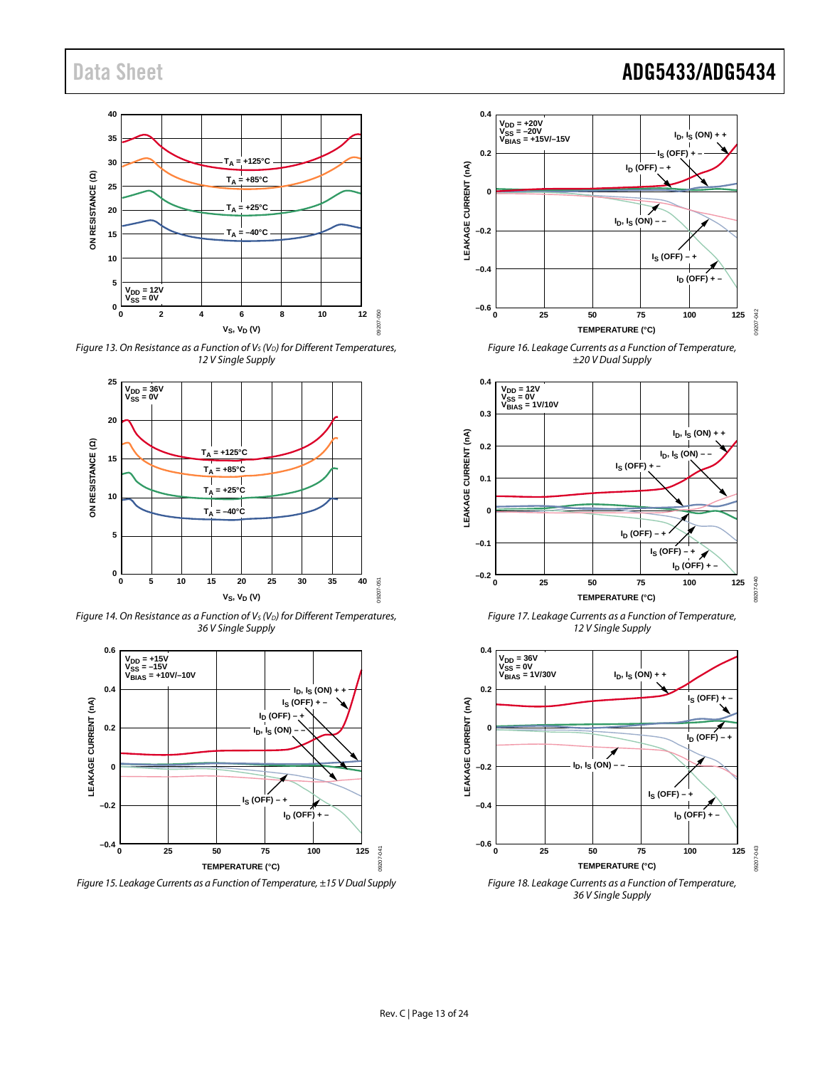Figure 13. On Resistance as a Function of $V_S$ ($V_D$) for Different Temperatures, 12 V Single Supply

Figure 14. On Resistance as a Function of $V_S$ ($V_D$) for Different Temperatures, 36 V Single Supply

Figure 15. Leakage Currents as a Function of Temperature, ±15 V Dual Supply

Figure 16. Leakage Currents as a Function of Temperature, ±20 V Dual Supply

Figure 17. Leakage Currents as a Function of Temperature, 12 V Single Supply

Figure 18. Leakage Currents as a Function of Temperature, 36 V Single Supply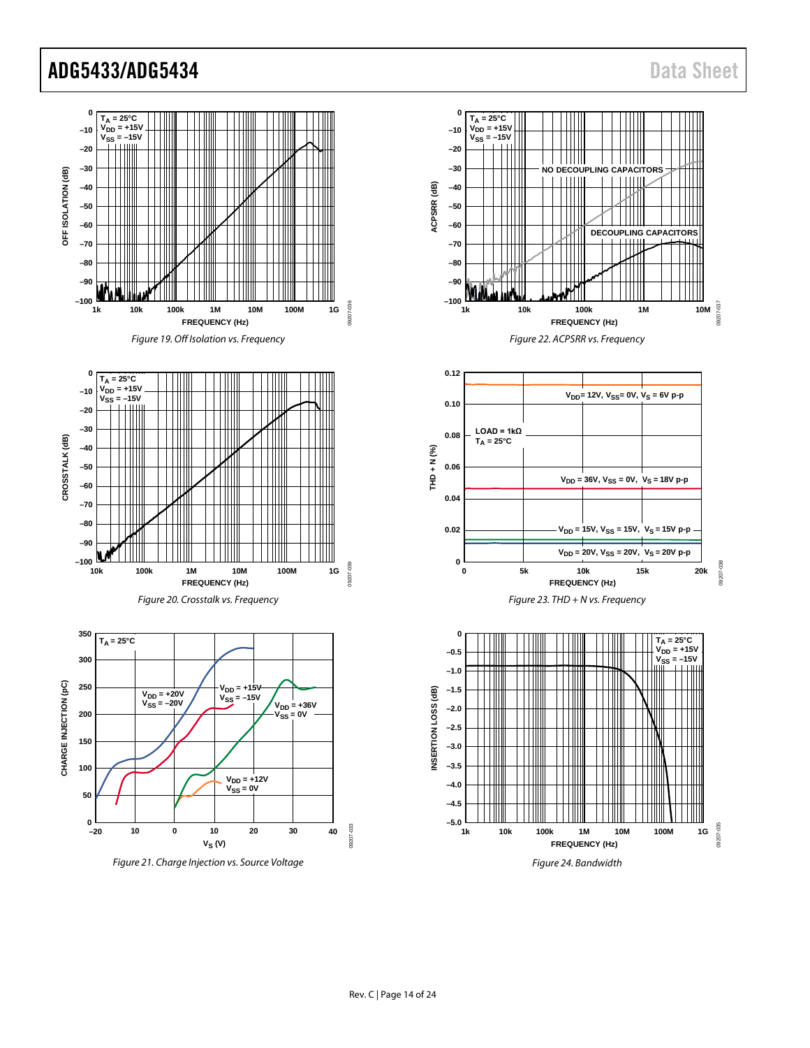Figure 19. Off Isolation vs. Frequency

Figure 20. Crosstalk vs. Frequency

Figure 21. Charge Injection vs. Source Voltage

Figure 22. ACPSRR vs. Frequency

Figure 23. THD + N vs. Frequency

Figure 24. Bandwidth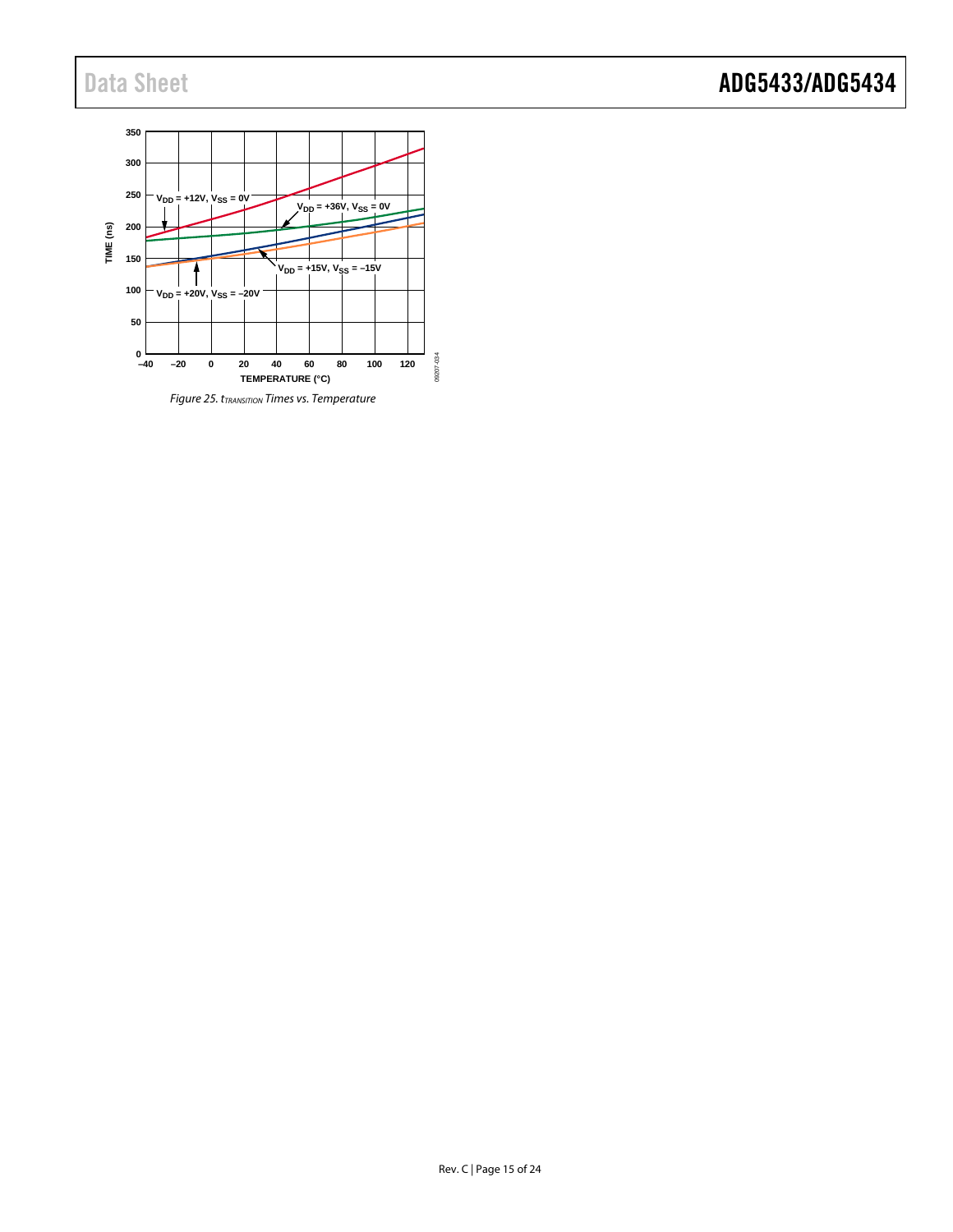Figure 25. $t_{TRANSITION}$ Times vs. Temperature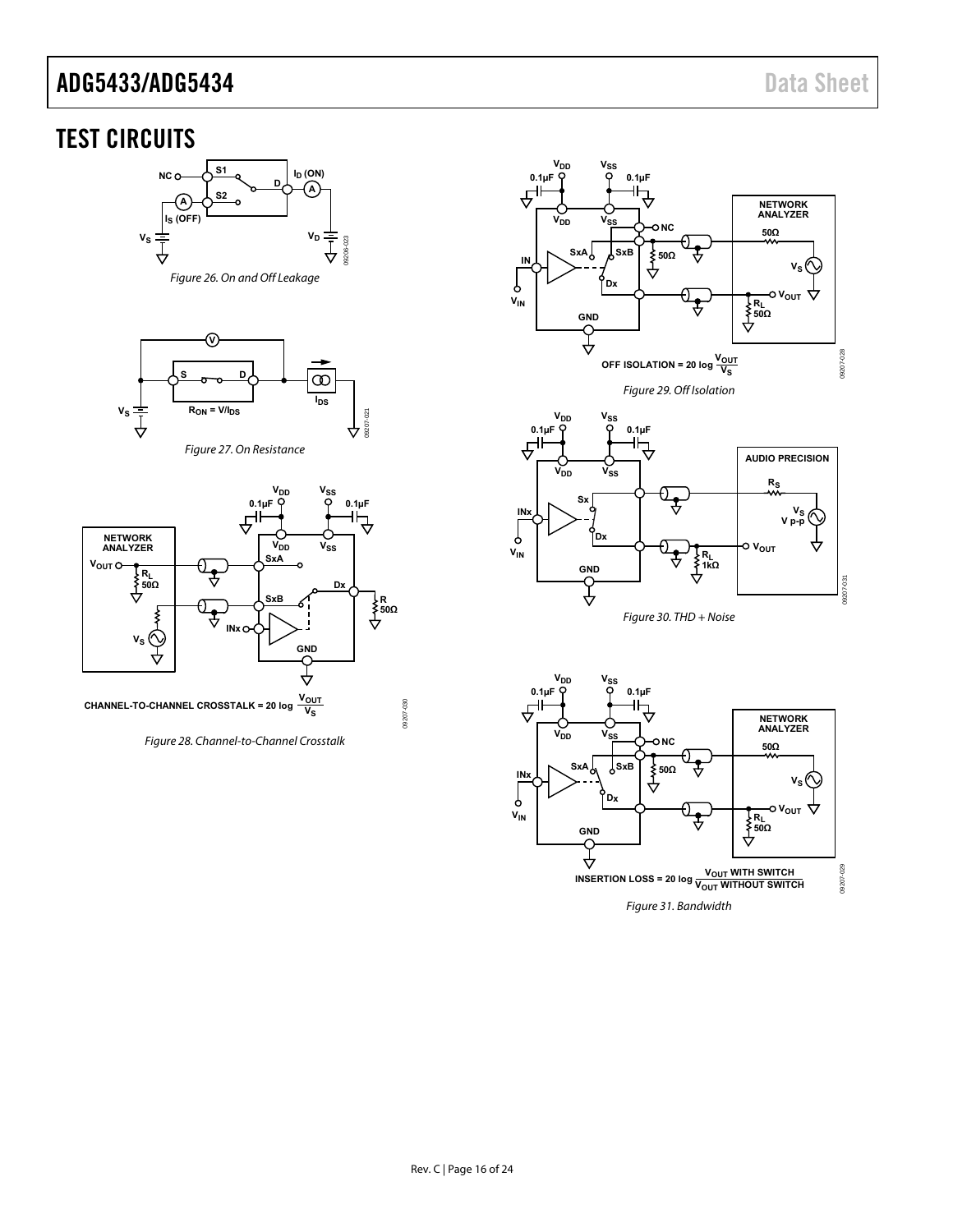# TEST CIRCUITS

Figure 26. On and Off Leakage

Figure 27. On Resistance

Figure 28. Channel-to-Channel Crosstalk

Figure 29. Off Isolation

Figure 30. THD + Noise

Figure 31. Bandwidth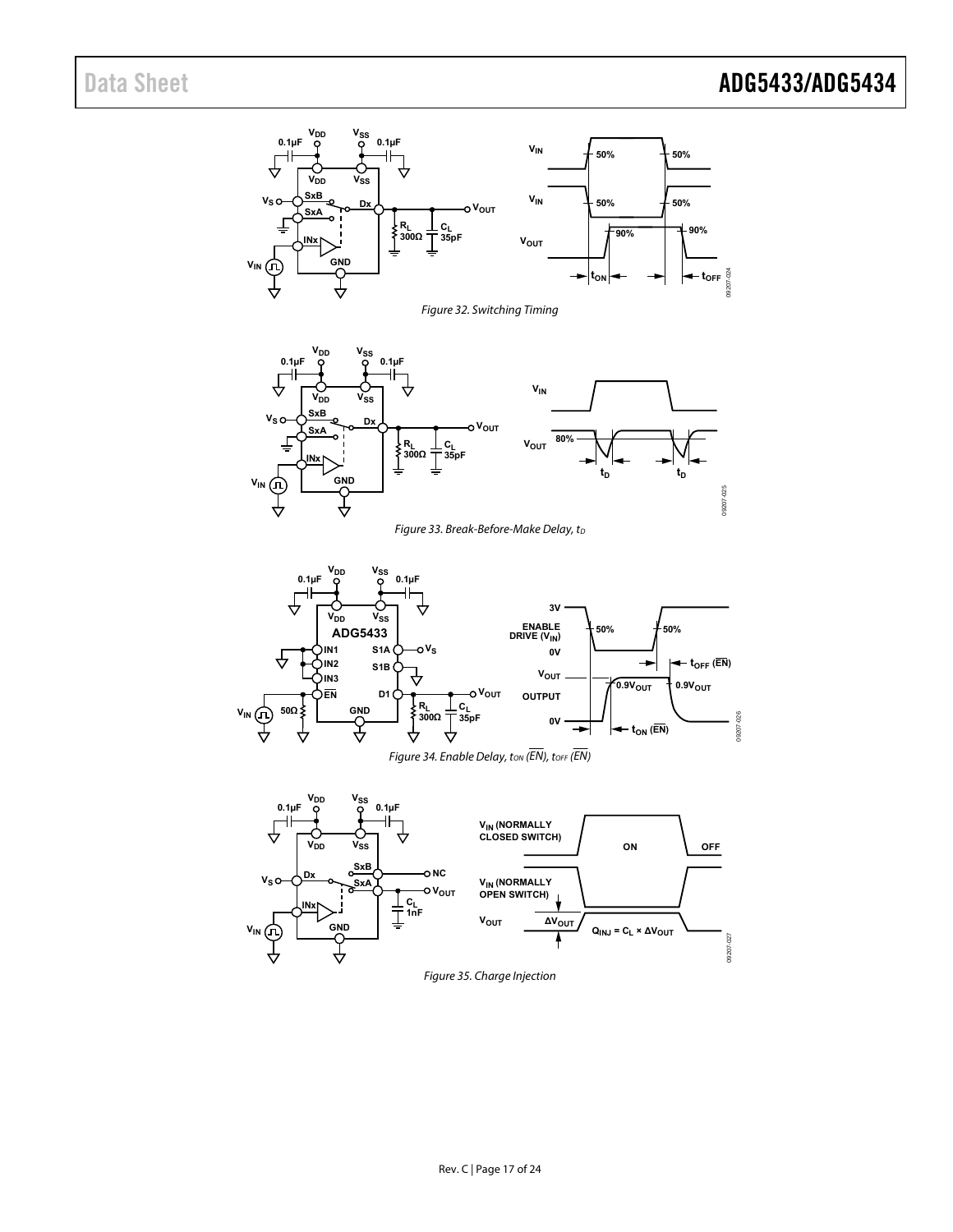Figure 32. Switching Timing

Figure 33. Break-Before-Make Delay, $t_D$

Figure 34. Enable Delay, $t_{ON}$ ($\overline{EN}$), $t_{OFF}$ ($\overline{EN}$)

Figure 35. Charge Injection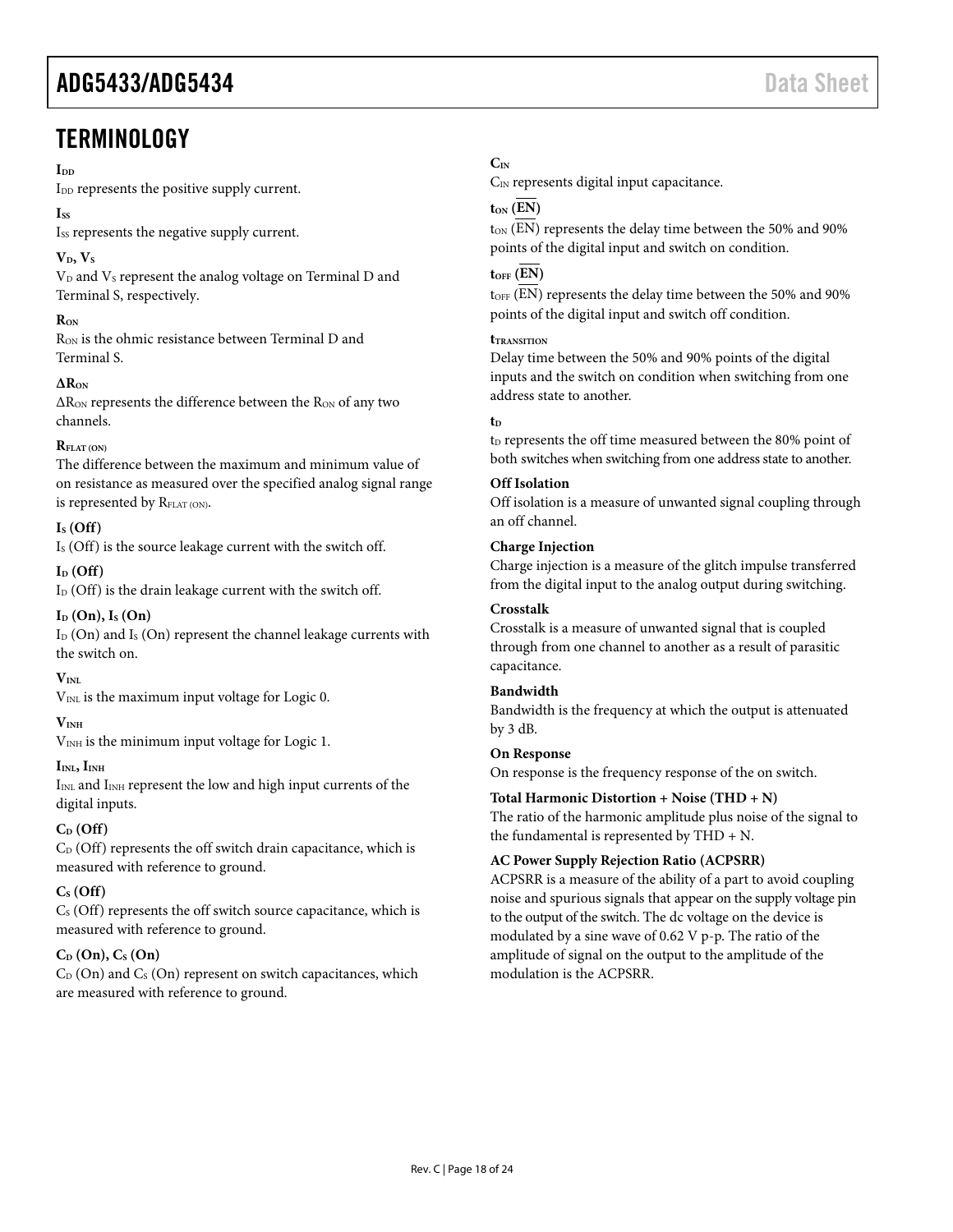# TERMINOLOGY

**$I_{DD}$**

$I_{DD}$ represents the positive supply current.

**$I_{SS}$**

$I_{SS}$ represents the negative supply current.

**$V_D$, $V_S$**

$V_D$ and $V_S$ represent the analog voltage on Terminal D and Terminal S, respectively.

**$R_{ON}$**

$R_{ON}$ is the ohmic resistance between Terminal D and Terminal S.

**$\Delta R_{ON}$**

$\Delta R_{ON}$ represents the difference between the $R_{ON}$ of any two channels.

**$R_{FLAT (ON)}$**

The difference between the maximum and minimum value of on resistance as measured over the specified analog signal range is represented by $R_{FLAT (ON)}$.

**$I_S$ (Off)**

$I_S$ (Off) is the source leakage current with the switch off.

**$I_D$ (Off)**

$I_D$ (Off) is the drain leakage current with the switch off.

**$I_D$ (On), $I_S$ (On)**

$I_D$ (On) and $I_S$ (On) represent the channel leakage currents with the switch on.

**$V_{INL}$**

$V_{INL}$ is the maximum input voltage for Logic 0.

**$V_{INH}$**

$V_{INH}$ is the minimum input voltage for Logic 1.

**$I_{INL}$, $I_{INH}$**

$I_{INL}$ and $I_{INH}$ represent the low and high input currents of the digital inputs.

**$C_D$ (Off)**

$C_D$ (Off) represents the off switch drain capacitance, which is measured with reference to ground.

**$C_S$ (Off)**

$C_S$ (Off) represents the off switch source capacitance, which is measured with reference to ground.

**$C_D$ (On), $C_S$ (On)**

$C_D$ (On) and $C_S$ (On) represent on switch capacitances, which are measured with reference to ground.

**$C_{IN}$**

$C_{IN}$ represents digital input capacitance.

**$t_{ON}$ ($\overline{EN}$)**

$t_{ON}$ ($\overline{EN}$) represents the delay time between the 50% and 90% points of the digital input and switch on condition.

**$t_{OFF}$ ($\overline{EN}$)**

$t_{OFF}$ ($\overline{EN}$) represents the delay time between the 50% and 90% points of the digital input and switch off condition.

**$t_{TRANSITION}$**

Delay time between the 50% and 90% points of the digital inputs and the switch on condition when switching from one address state to another.

**$t_D$**

$t_D$ represents the off time measured between the 80% point of both switches when switching from one address state to another.

**Off Isolation**

Off isolation is a measure of unwanted signal coupling through an off channel.

**Charge Injection**

Charge injection is a measure of the glitch impulse transferred from the digital input to the analog output during switching.

**Crosstalk**

Crosstalk is a measure of unwanted signal that is coupled through from one channel to another as a result of parasitic capacitance.

**Bandwidth**

Bandwidth is the frequency at which the output is attenuated by 3 dB.

**On Response**

On response is the frequency response of the on switch.

**Total Harmonic Distortion + Noise (THD + N)**

The ratio of the harmonic amplitude plus noise of the signal to the fundamental is represented by THD + N.

**AC Power Supply Rejection Ratio (ACPSRR)**

ACPSRR is a measure of the ability of a part to avoid coupling noise and spurious signals that appear on the supply voltage pin to the output of the switch. The dc voltage on the device is modulated by a sine wave of 0.62 V p-p. The ratio of the amplitude of signal on the output to the amplitude of the modulation is the ACPSRR.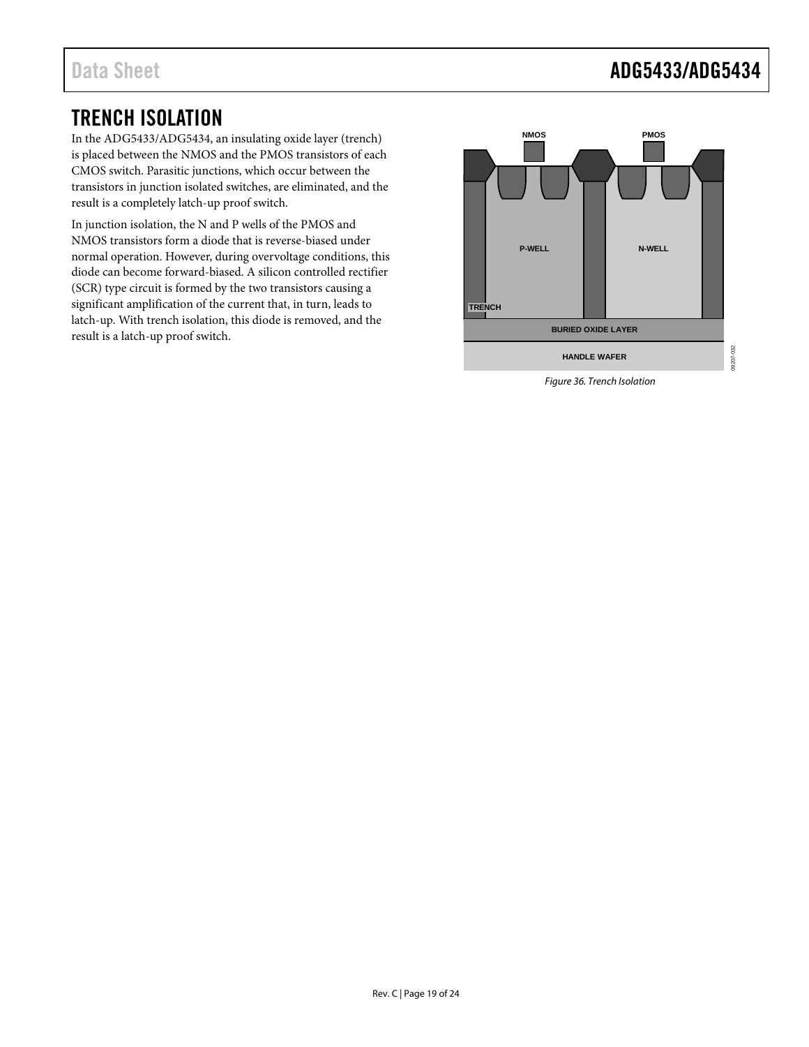## TRENCH ISOLATION

In the ADG5433/ADG5434, an insulating oxide layer (trench) is placed between the NMOS and the PMOS transistors of each CMOS switch. Parasitic junctions, which occur between the transistors in junction isolated switches, are eliminated, and the result is a completely latch-up proof switch.

In junction isolation, the N and P wells of the PMOS and NMOS transistors form a diode that is reverse-biased under normal operation. However, during overvoltage conditions, this diode can become forward-biased. A silicon controlled rectifier (SCR) type circuit is formed by the two transistors causing a significant amplification of the current that, in turn, leads to latch-up. With trench isolation, this diode is removed, and the result is a latch-up proof switch.

*Figure 36. Trench Isolation*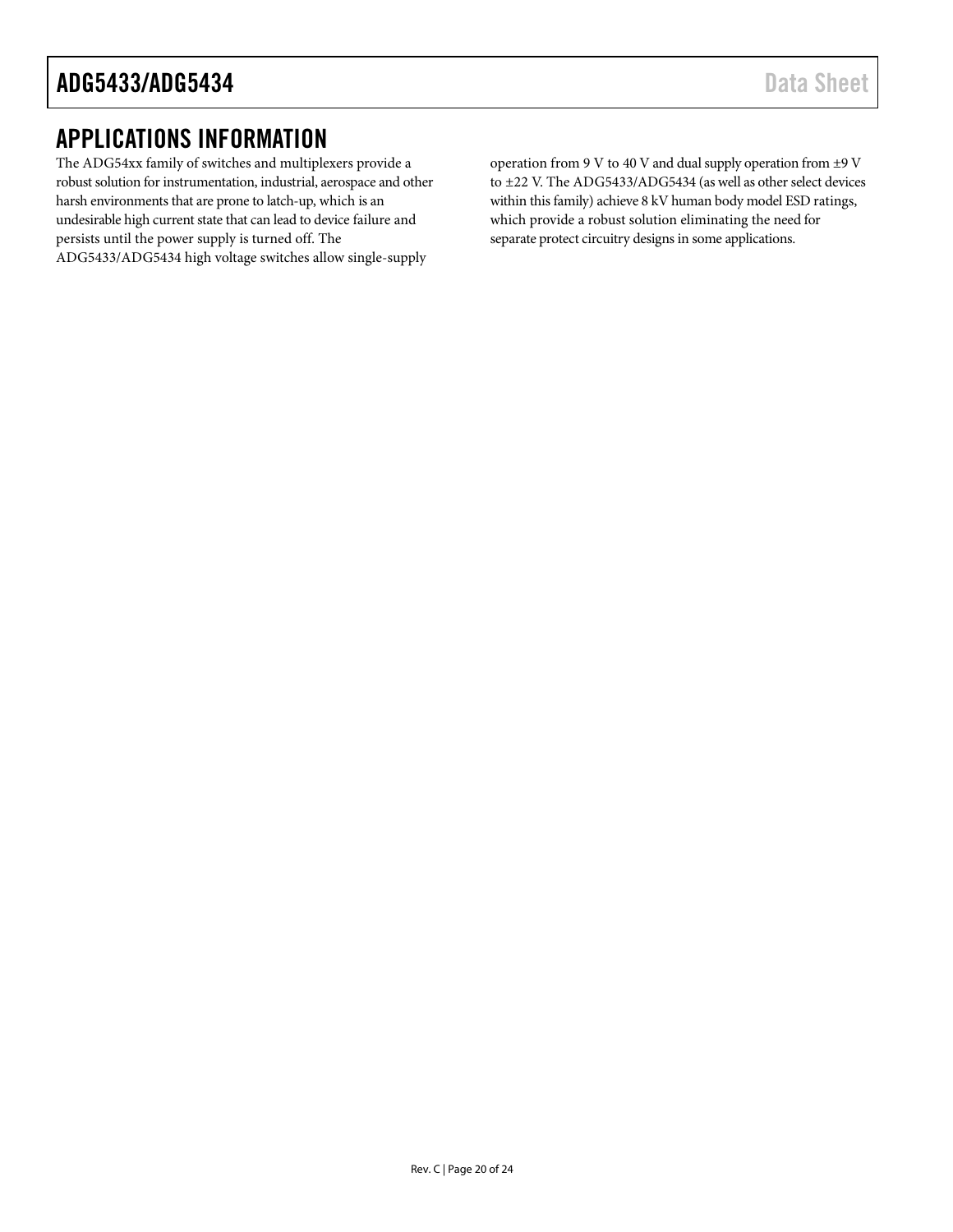## APPLICATIONS INFORMATION

The ADG54xx family of switches and multiplexers provide a robust solution for instrumentation, industrial, aerospace and other harsh environments that are prone to latch-up, which is an undesirable high current state that can lead to device failure and persists until the power supply is turned off. The ADG5433/ADG5434 high voltage switches allow single-supply operation from 9 V to 40 V and dual supply operation from ±9 V to ±22 V. The ADG5433/ADG5434 (as well as other select devices within this family) achieve 8 kV human body model ESD ratings, which provide a robust solution eliminating the need for separate protect circuitry designs in some applications.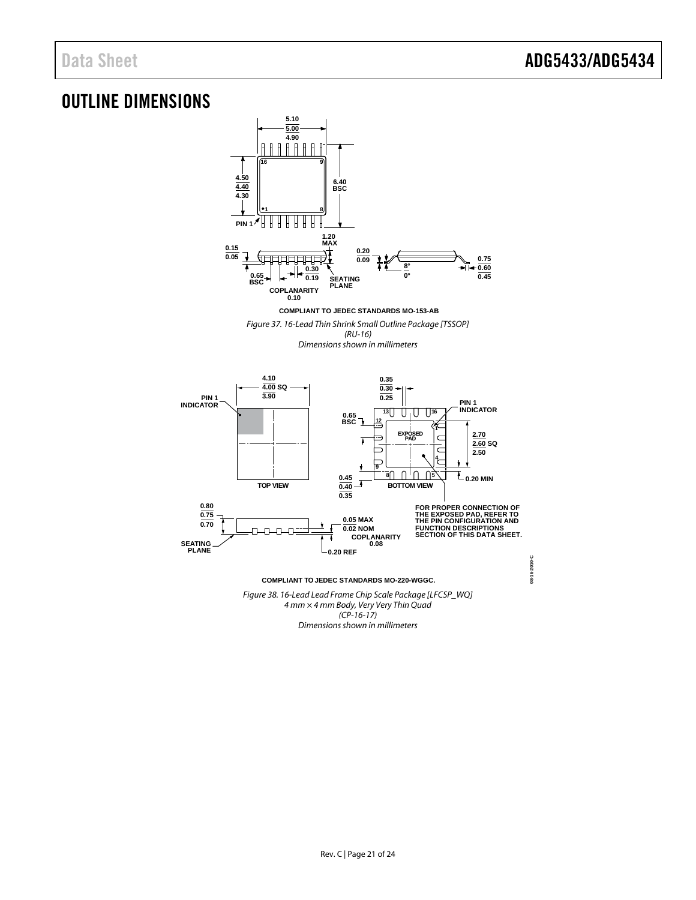# OUTLINE DIMENSIONS

COMPLIANT TO JEDEC STANDARDS MO-153-AB

*Figure 37. 16-Lead Thin Shrink Small Outline Package [TSSOP] (RU-16) Dimensions shown in millimeters*

FOR PROPER CONNECTION OF THE EXPOSED PAD, REFER TO THE PIN CONFIGURATION AND FUNCTION DESCRIPTIONS SECTION OF THIS DATA SHEET.

COMPLIANT TO JEDEC STANDARDS MO-220-WGGC.

*Figure 38. 16-Lead Lead Frame Chip Scale Package [LFCSP_WQ] 4 mm × 4 mm Body, Very Very Thin Quad (CP-16-17) Dimensions shown in millimeters*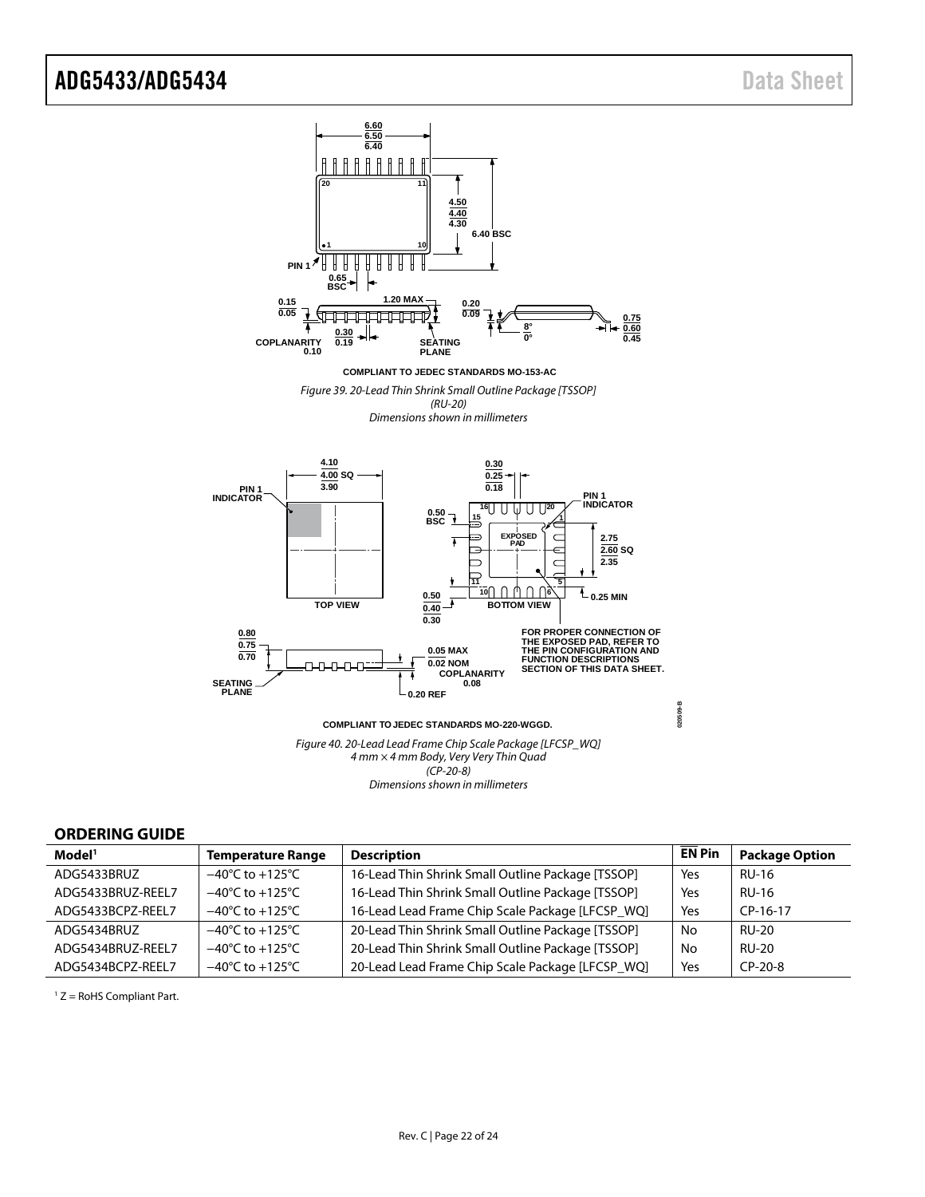COMPLIANT TO JEDEC STANDARDS MO-153-AC

*Figure 39. 20-Lead Thin Shrink Small Outline Package [TSSOP]*
*(RU-20)*
*Dimensions shown in millimeters*

COMPLIANT TO JEDEC STANDARDS MO-220-WGGD.

*Figure 40. 20-Lead Lead Frame Chip Scale Package [LFCSP_WQ]*
*4 mm × 4 mm Body, Very Very Thin Quad*
*(CP-20-8)*
*Dimensions shown in millimeters*

## ORDERING GUIDE

| Model[1] | Temperature Range | Description | EN Pin | Package Option |
|---|---|---|---|---|
| ADG5433BRUZ | −40°C to +125°C | 16-Lead Thin Shrink Small Outline Package [TSSOP] | Yes | RU-16 |
| ADG5433BRUZ-REEL7 | −40°C to +125°C | 16-Lead Thin Shrink Small Outline Package [TSSOP] | Yes | RU-16 |
| ADG5433BCPZ-REEL7 | −40°C to +125°C | 16-Lead Lead Frame Chip Scale Package [LFCSP_WQ] | Yes | CP-16-17 |
| ADG5434BRUZ | −40°C to +125°C | 20-Lead Thin Shrink Small Outline Package [TSSOP] | No | RU-20 |
| ADG5434BRUZ-REEL7 | −40°C to +125°C | 20-Lead Thin Shrink Small Outline Package [TSSOP] | No | RU-20 |
| ADG5434BCPZ-REEL7 | −40°C to +125°C | 20-Lead Lead Frame Chip Scale Package [LFCSP_WQ] | Yes | CP-20-8 |

[1] Z = RoHS Compliant Part.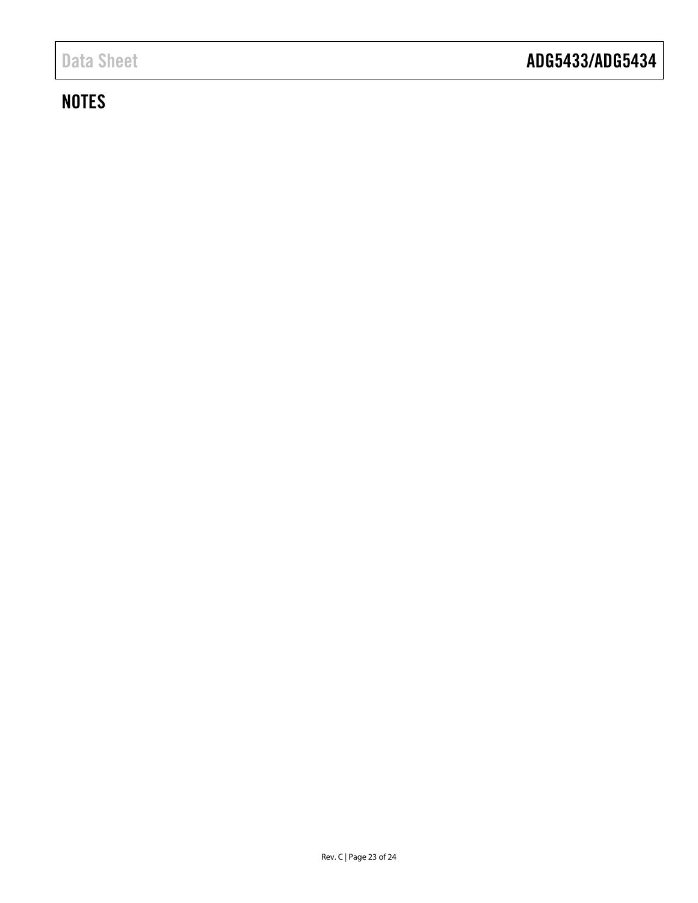## NOTES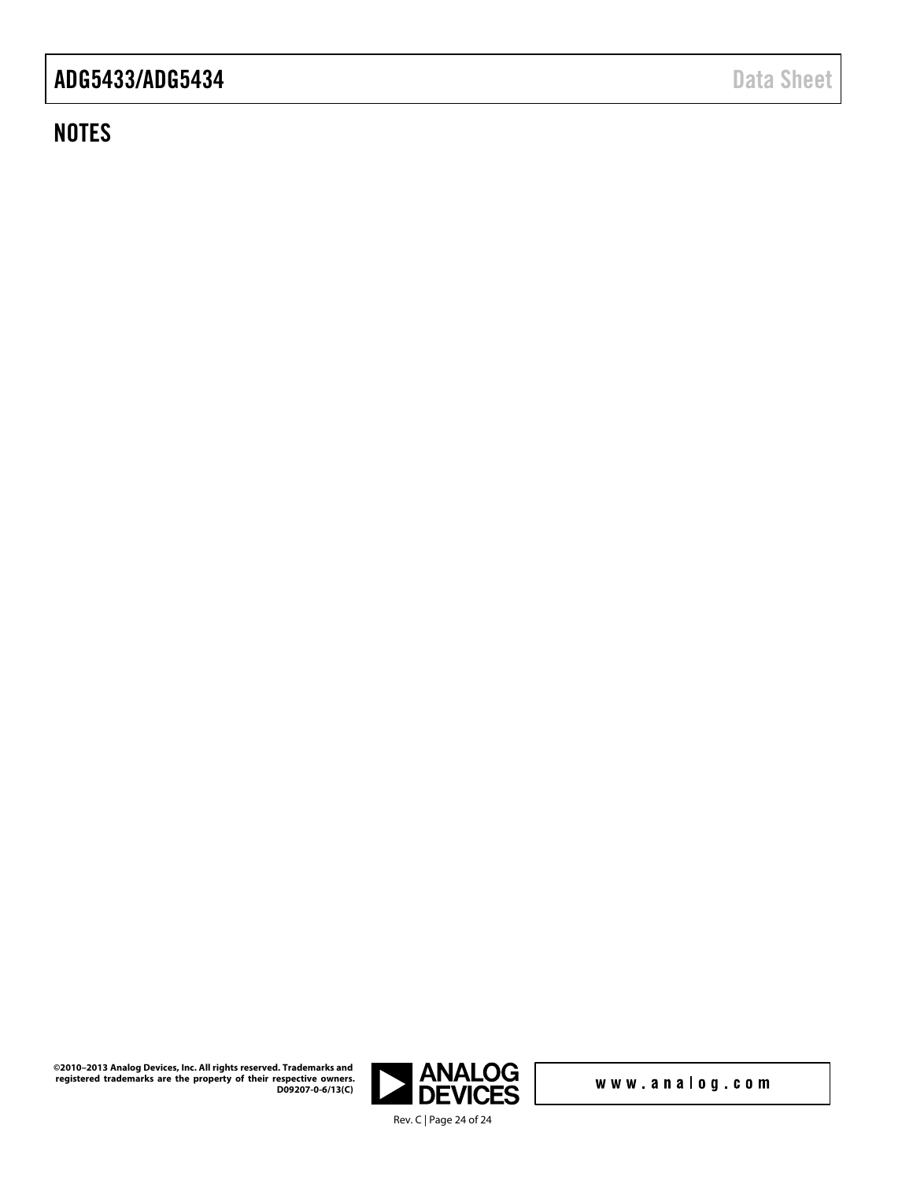## NOTES

©2010–2013 Analog Devices, Inc. All rights reserved. Trademarks and registered trademarks are the property of their respective owners.
D09207-0-6/13(C)

www.analog.com